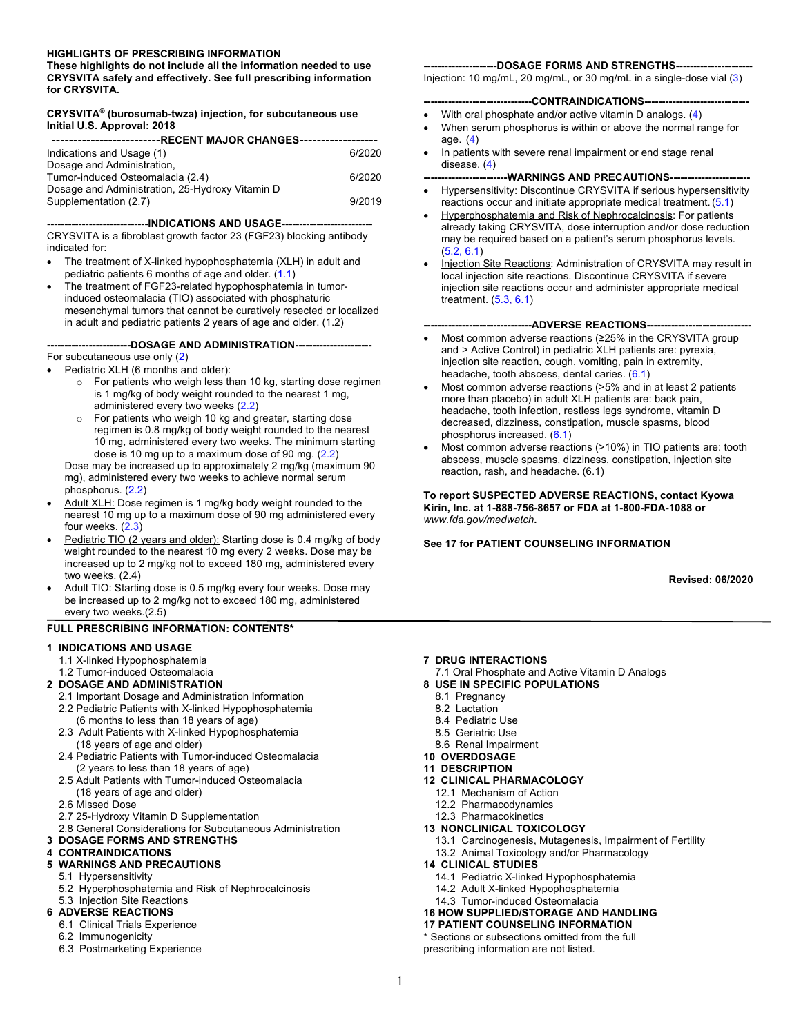**HIGHLIGHTS OF PRESCRIBING INFORMATION**
**These highlights do not include all the information needed to use CRYSVITA safely and effectively. See full prescribing information for CRYSVITA.**

**CRYSVITA® (burosumab-twza) injection, for subcutaneous use**
**Initial U.S. Approval: 2018**

**-------------------------RECENT MAJOR CHANGES------------------**

| | |
|---|---|
| Indications and Usage (1) | 6/2020 |
| Dosage and Administration, Tumor-induced Osteomalacia (2.4) | 6/2020 |
| Dosage and Administration, 25-Hydroxy Vitamin D Supplementation (2.7) | 9/2019 |

**----------------------------INDICATIONS AND USAGE-------------------------**

CRYSVITA is a fibroblast growth factor 23 (FGF23) blocking antibody indicated for:

- The treatment of X-linked hypophosphatemia (XLH) in adult and pediatric patients 6 months of age and older. (1.1)
- The treatment of FGF23-related hypophosphatemia in tumor-induced osteomalacia (TIO) associated with phosphaturic mesenchymal tumors that cannot be curatively resected or localized in adult and pediatric patients 2 years of age and older. (1.2)

**------------------------DOSAGE AND ADMINISTRATION---------------------**

For subcutaneous use only (2)

- Pediatric XLH (6 months and older):
  - For patients who weigh less than 10 kg, starting dose regimen is 1 mg/kg of body weight rounded to the nearest 1 mg, administered every two weeks (2.2)
  - For patients who weigh 10 kg and greater, starting dose regimen is 0.8 mg/kg of body weight rounded to the nearest 10 mg, administered every two weeks. The minimum starting dose is 10 mg up to a maximum dose of 90 mg. (2.2)

  Dose may be increased up to approximately 2 mg/kg (maximum 90 mg), administered every two weeks to achieve normal serum phosphorus. (2.2)
- Adult XLH: Dose regimen is 1 mg/kg body weight rounded to the nearest 10 mg up to a maximum dose of 90 mg administered every four weeks. (2.3)
- Pediatric TIO (2 years and older): Starting dose is 0.4 mg/kg of body weight rounded to the nearest 10 mg every 2 weeks. Dose may be increased up to 2 mg/kg not to exceed 180 mg, administered every two weeks. (2.4)
- Adult TIO: Starting dose is 0.5 mg/kg every four weeks. Dose may be increased up to 2 mg/kg not to exceed 180 mg, administered every two weeks.(2.5)

**---------------------DOSAGE FORMS AND STRENGTHS----------------------**

Injection: 10 mg/mL, 20 mg/mL, or 30 mg/mL in a single-dose vial (3)

**-------------------------------CONTRAINDICATIONS------------------------------**

- With oral phosphate and/or active vitamin D analogs. (4)
- When serum phosphorus is within or above the normal range for age. (4)
- In patients with severe renal impairment or end stage renal disease. (4)

**------------------------WARNINGS AND PRECAUTIONS-----------------------**

- Hypersensitivity: Discontinue CRYSVITA if serious hypersensitivity reactions occur and initiate appropriate medical treatment. (5.1)
- Hyperphosphatemia and Risk of Nephrocalcinosis: For patients already taking CRYSVITA, dose interruption and/or dose reduction may be required based on a patient's serum phosphorus levels. (5.2, 6.1)
- Injection Site Reactions: Administration of CRYSVITA may result in local injection site reactions. Discontinue CRYSVITA if severe injection site reactions occur and administer appropriate medical treatment. (5.3, 6.1)

**-------------------------------ADVERSE REACTIONS------------------------------**

- Most common adverse reactions (≥25% in the CRYSVITA group and > Active Control) in pediatric XLH patients are: pyrexia, injection site reaction, cough, vomiting, pain in extremity, headache, tooth abscess, dental caries. (6.1)
- Most common adverse reactions (>5% and in at least 2 patients more than placebo) in adult XLH patients are: back pain, headache, tooth infection, restless legs syndrome, vitamin D decreased, dizziness, constipation, muscle spasms, blood phosphorus increased. (6.1)
- Most common adverse reactions (>10%) in TIO patients are: tooth abscess, muscle spasms, dizziness, constipation, injection site reaction, rash, and headache. (6.1)

**To report SUSPECTED ADVERSE REACTIONS, contact Kyowa Kirin, Inc. at 1-888-756-8657 or FDA at 1-800-FDA-1088 or** *www.fda.gov/medwatch***.**

**See 17 for PATIENT COUNSELING INFORMATION**

**Revised: 06/2020**

**FULL PRESCRIBING INFORMATION: CONTENTS***

**1 INDICATIONS AND USAGE**
1.1 X-linked Hypophosphatemia
1.2 Tumor-induced Osteomalacia

**2 DOSAGE AND ADMINISTRATION**
2.1 Important Dosage and Administration Information
2.2 Pediatric Patients with X-linked Hypophosphatemia (6 months to less than 18 years of age)
2.3 Adult Patients with X-linked Hypophosphatemia (18 years of age and older)
2.4 Pediatric Patients with Tumor-induced Osteomalacia (2 years to less than 18 years of age)
2.5 Adult Patients with Tumor-induced Osteomalacia (18 years of age and older)
2.6 Missed Dose
2.7 25-Hydroxy Vitamin D Supplementation
2.8 General Considerations for Subcutaneous Administration

**3 DOSAGE FORMS AND STRENGTHS**

**4 CONTRAINDICATIONS**

**5 WARNINGS AND PRECAUTIONS**
5.1 Hypersensitivity
5.2 Hyperphosphatemia and Risk of Nephrocalcinosis
5.3 Injection Site Reactions

**6 ADVERSE REACTIONS**
6.1 Clinical Trials Experience
6.2 Immunogenicity
6.3 Postmarketing Experience

**7 DRUG INTERACTIONS**
7.1 Oral Phosphate and Active Vitamin D Analogs

**8 USE IN SPECIFIC POPULATIONS**
8.1 Pregnancy
8.2 Lactation
8.4 Pediatric Use
8.5 Geriatric Use
8.6 Renal Impairment

**10 OVERDOSAGE**

**11 DESCRIPTION**

**12 CLINICAL PHARMACOLOGY**
12.1 Mechanism of Action
12.2 Pharmacodynamics
12.3 Pharmacokinetics

**13 NONCLINICAL TOXICOLOGY**
13.1 Carcinogenesis, Mutagenesis, Impairment of Fertility
13.2 Animal Toxicology and/or Pharmacology

**14 CLINICAL STUDIES**
14.1 Pediatric X-linked Hypophosphatemia
14.2 Adult X-linked Hypophosphatemia
14.3 Tumor-induced Osteomalacia

**16 HOW SUPPLIED/STORAGE AND HANDLING**

**17 PATIENT COUNSELING INFORMATION**

\* Sections or subsections omitted from the full prescribing information are not listed.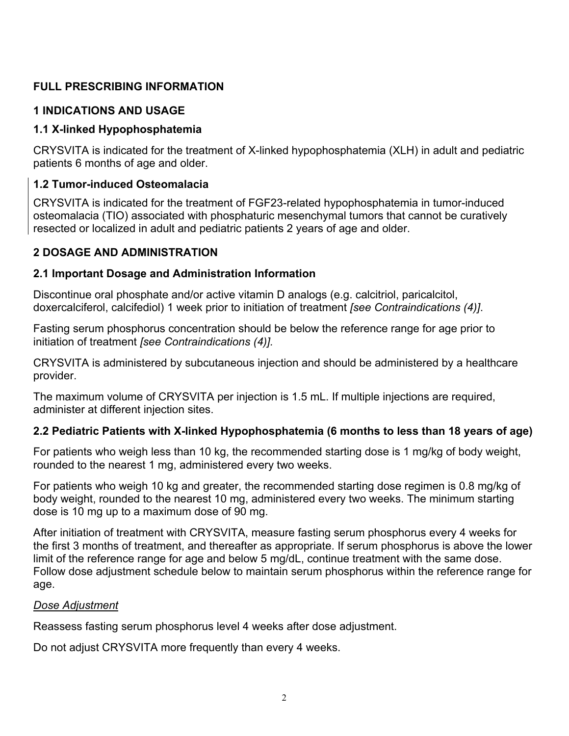# FULL PRESCRIBING INFORMATION

## 1 INDICATIONS AND USAGE

### 1.1 X-linked Hypophosphatemia

CRYSVITA is indicated for the treatment of X-linked hypophosphatemia (XLH) in adult and pediatric patients 6 months of age and older.

### 1.2 Tumor-induced Osteomalacia

CRYSVITA is indicated for the treatment of FGF23-related hypophosphatemia in tumor-induced osteomalacia (TIO) associated with phosphaturic mesenchymal tumors that cannot be curatively resected or localized in adult and pediatric patients 2 years of age and older.

## 2 DOSAGE AND ADMINISTRATION

### 2.1 Important Dosage and Administration Information

Discontinue oral phosphate and/or active vitamin D analogs (e.g. calcitriol, paricalcitol, doxercalciferol, calcifediol) 1 week prior to initiation of treatment *[see Contraindications (4)]*.

Fasting serum phosphorus concentration should be below the reference range for age prior to initiation of treatment *[see Contraindications (4)].*

CRYSVITA is administered by subcutaneous injection and should be administered by a healthcare provider.

The maximum volume of CRYSVITA per injection is 1.5 mL. If multiple injections are required, administer at different injection sites.

### 2.2 Pediatric Patients with X-linked Hypophosphatemia (6 months to less than 18 years of age)

For patients who weigh less than 10 kg, the recommended starting dose is 1 mg/kg of body weight, rounded to the nearest 1 mg, administered every two weeks.

For patients who weigh 10 kg and greater, the recommended starting dose regimen is 0.8 mg/kg of body weight, rounded to the nearest 10 mg, administered every two weeks. The minimum starting dose is 10 mg up to a maximum dose of 90 mg.

After initiation of treatment with CRYSVITA, measure fasting serum phosphorus every 4 weeks for the first 3 months of treatment, and thereafter as appropriate. If serum phosphorus is above the lower limit of the reference range for age and below 5 mg/dL, continue treatment with the same dose. Follow dose adjustment schedule below to maintain serum phosphorus within the reference range for age.

<u>*Dose Adjustment*</u>

Reassess fasting serum phosphorus level 4 weeks after dose adjustment.

Do not adjust CRYSVITA more frequently than every 4 weeks.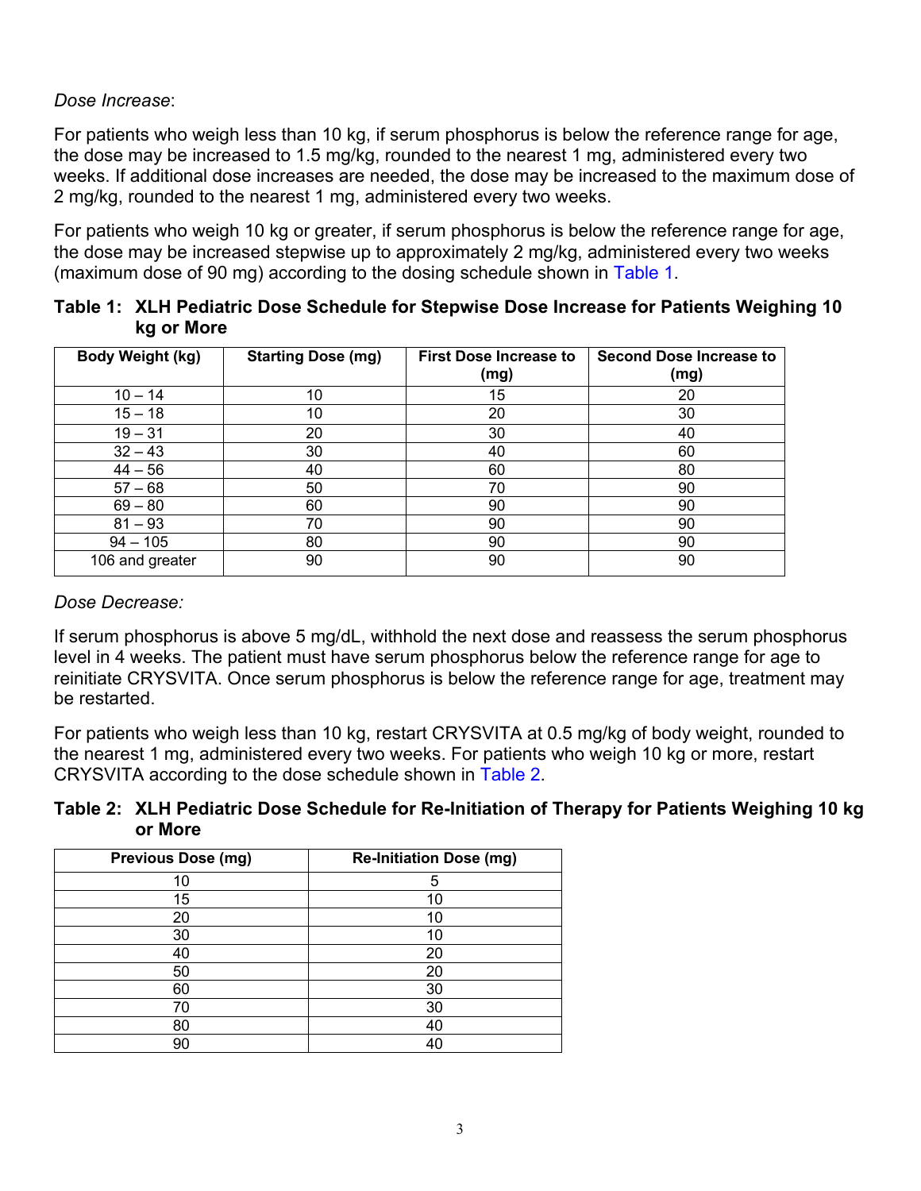*Dose Increase*:

For patients who weigh less than 10 kg, if serum phosphorus is below the reference range for age, the dose may be increased to 1.5 mg/kg, rounded to the nearest 1 mg, administered every two weeks. If additional dose increases are needed, the dose may be increased to the maximum dose of 2 mg/kg, rounded to the nearest 1 mg, administered every two weeks.

For patients who weigh 10 kg or greater, if serum phosphorus is below the reference range for age, the dose may be increased stepwise up to approximately 2 mg/kg, administered every two weeks (maximum dose of 90 mg) according to the dosing schedule shown in Table 1.

**Table 1: XLH Pediatric Dose Schedule for Stepwise Dose Increase for Patients Weighing 10 kg or More**

| Body Weight (kg) | Starting Dose (mg) | First Dose Increase to (mg) | Second Dose Increase to (mg) |
|---|---|---|---|
| 10 – 14 | 10 | 15 | 20 |
| 15 – 18 | 10 | 20 | 30 |
| 19 – 31 | 20 | 30 | 40 |
| 32 – 43 | 30 | 40 | 60 |
| 44 – 56 | 40 | 60 | 80 |
| 57 – 68 | 50 | 70 | 90 |
| 69 – 80 | 60 | 90 | 90 |
| 81 – 93 | 70 | 90 | 90 |
| 94 – 105 | 80 | 90 | 90 |
| 106 and greater | 90 | 90 | 90 |

*Dose Decrease:*

If serum phosphorus is above 5 mg/dL, withhold the next dose and reassess the serum phosphorus level in 4 weeks. The patient must have serum phosphorus below the reference range for age to reinitiate CRYSVITA. Once serum phosphorus is below the reference range for age, treatment may be restarted.

For patients who weigh less than 10 kg, restart CRYSVITA at 0.5 mg/kg of body weight, rounded to the nearest 1 mg, administered every two weeks. For patients who weigh 10 kg or more, restart CRYSVITA according to the dose schedule shown in Table 2.

**Table 2: XLH Pediatric Dose Schedule for Re-Initiation of Therapy for Patients Weighing 10 kg or More**

| Previous Dose (mg) | Re-Initiation Dose (mg) |
|---|---|
| 10 | 5 |
| 15 | 10 |
| 20 | 10 |
| 30 | 10 |
| 40 | 20 |
| 50 | 20 |
| 60 | 30 |
| 70 | 30 |
| 80 | 40 |
| 90 | 40 |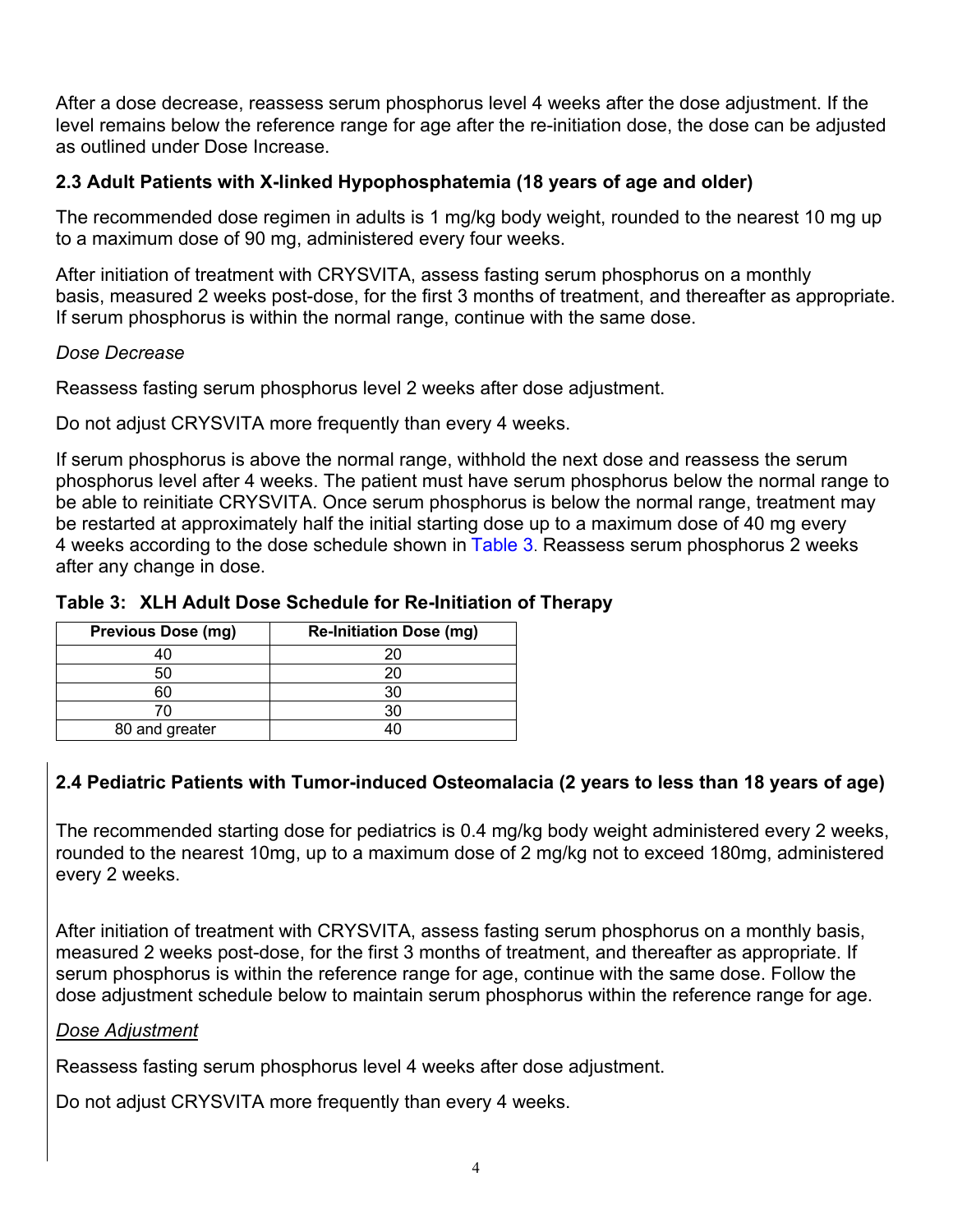After a dose decrease, reassess serum phosphorus level 4 weeks after the dose adjustment. If the level remains below the reference range for age after the re-initiation dose, the dose can be adjusted as outlined under Dose Increase.

### 2.3 Adult Patients with X-linked Hypophosphatemia (18 years of age and older)

The recommended dose regimen in adults is 1 mg/kg body weight, rounded to the nearest 10 mg up to a maximum dose of 90 mg, administered every four weeks.

After initiation of treatment with CRYSVITA, assess fasting serum phosphorus on a monthly basis, measured 2 weeks post-dose, for the first 3 months of treatment, and thereafter as appropriate. If serum phosphorus is within the normal range, continue with the same dose.

*Dose Decrease*

Reassess fasting serum phosphorus level 2 weeks after dose adjustment.

Do not adjust CRYSVITA more frequently than every 4 weeks.

If serum phosphorus is above the normal range, withhold the next dose and reassess the serum phosphorus level after 4 weeks. The patient must have serum phosphorus below the normal range to be able to reinitiate CRYSVITA. Once serum phosphorus is below the normal range, treatment may be restarted at approximately half the initial starting dose up to a maximum dose of 40 mg every 4 weeks according to the dose schedule shown in Table 3. Reassess serum phosphorus 2 weeks after any change in dose.

**Table 3: XLH Adult Dose Schedule for Re-Initiation of Therapy**

| Previous Dose (mg) | Re-Initiation Dose (mg) |
|---|---|
| 40 | 20 |
| 50 | 20 |
| 60 | 30 |
| 70 | 30 |
| 80 and greater | 40 |

### 2.4 Pediatric Patients with Tumor-induced Osteomalacia (2 years to less than 18 years of age)

The recommended starting dose for pediatrics is 0.4 mg/kg body weight administered every 2 weeks, rounded to the nearest 10mg, up to a maximum dose of 2 mg/kg not to exceed 180mg, administered every 2 weeks.

After initiation of treatment with CRYSVITA, assess fasting serum phosphorus on a monthly basis, measured 2 weeks post-dose, for the first 3 months of treatment, and thereafter as appropriate. If serum phosphorus is within the reference range for age, continue with the same dose. Follow the dose adjustment schedule below to maintain serum phosphorus within the reference range for age.

*Dose Adjustment*

Reassess fasting serum phosphorus level 4 weeks after dose adjustment.

Do not adjust CRYSVITA more frequently than every 4 weeks.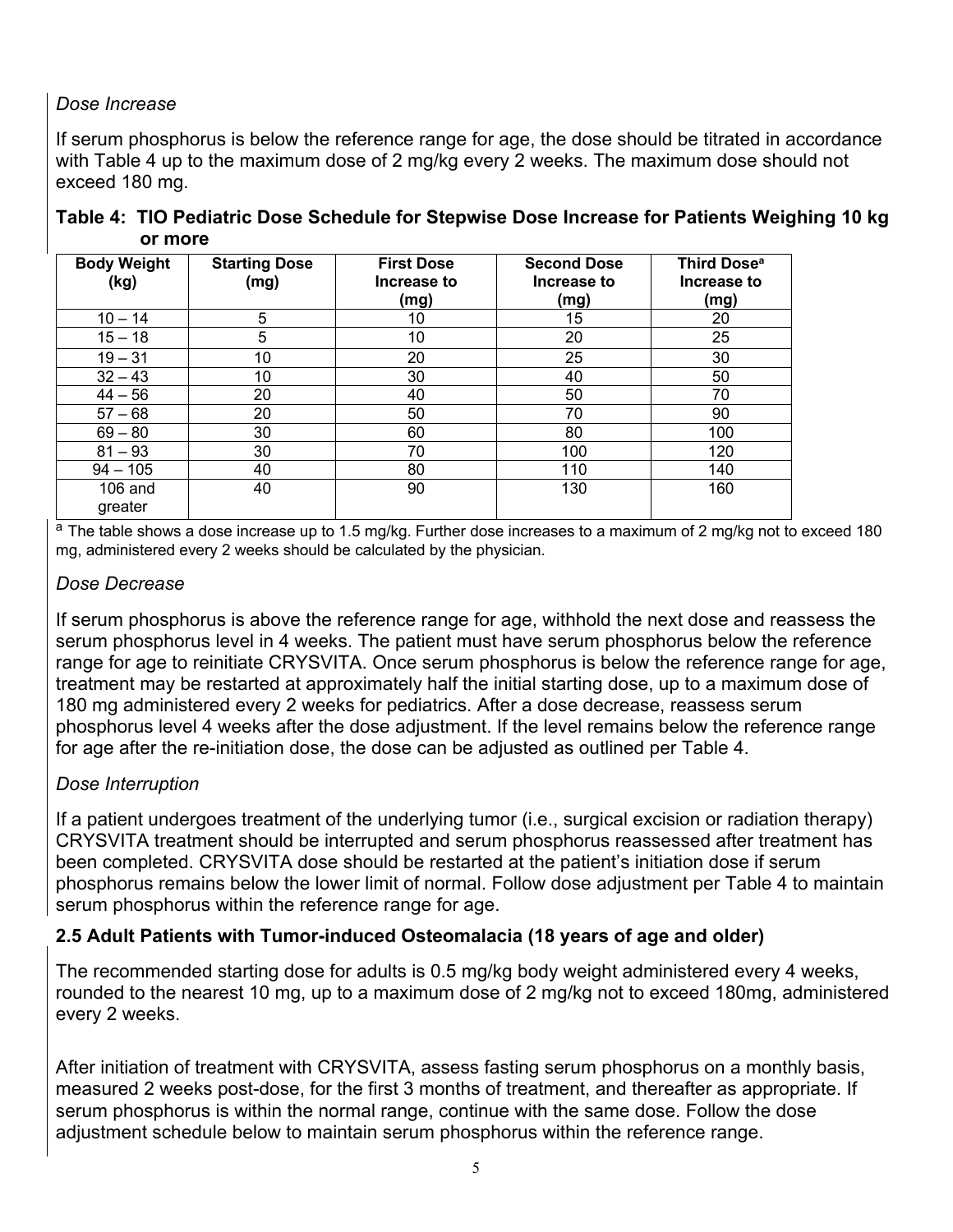*Dose Increase*

If serum phosphorus is below the reference range for age, the dose should be titrated in accordance with Table 4 up to the maximum dose of 2 mg/kg every 2 weeks. The maximum dose should not exceed 180 mg.

**Table 4: TIO Pediatric Dose Schedule for Stepwise Dose Increase for Patients Weighing 10 kg or more**

| Body Weight (kg) | Starting Dose (mg) | First Dose Increase to (mg) | Second Dose Increase to (mg) | Third Dose[a] Increase to (mg) |
|---|---|---|---|---|
| 10 – 14 | 5 | 10 | 15 | 20 |
| 15 – 18 | 5 | 10 | 20 | 25 |
| 19 – 31 | 10 | 20 | 25 | 30 |
| 32 – 43 | 10 | 30 | 40 | 50 |
| 44 – 56 | 20 | 40 | 50 | 70 |
| 57 – 68 | 20 | 50 | 70 | 90 |
| 69 – 80 | 30 | 60 | 80 | 100 |
| 81 – 93 | 30 | 70 | 100 | 120 |
| 94 – 105 | 40 | 80 | 110 | 140 |
| 106 and greater | 40 | 90 | 130 | 160 |

[a] The table shows a dose increase up to 1.5 mg/kg. Further dose increases to a maximum of 2 mg/kg not to exceed 180 mg, administered every 2 weeks should be calculated by the physician.

*Dose Decrease*

If serum phosphorus is above the reference range for age, withhold the next dose and reassess the serum phosphorus level in 4 weeks. The patient must have serum phosphorus below the reference range for age to reinitiate CRYSVITA. Once serum phosphorus is below the reference range for age, treatment may be restarted at approximately half the initial starting dose, up to a maximum dose of 180 mg administered every 2 weeks for pediatrics. After a dose decrease, reassess serum phosphorus level 4 weeks after the dose adjustment. If the level remains below the reference range for age after the re-initiation dose, the dose can be adjusted as outlined per Table 4.

*Dose Interruption*

If a patient undergoes treatment of the underlying tumor (i.e., surgical excision or radiation therapy) CRYSVITA treatment should be interrupted and serum phosphorus reassessed after treatment has been completed. CRYSVITA dose should be restarted at the patient's initiation dose if serum phosphorus remains below the lower limit of normal. Follow dose adjustment per Table 4 to maintain serum phosphorus within the reference range for age.

## 2.5 Adult Patients with Tumor-induced Osteomalacia (18 years of age and older)

The recommended starting dose for adults is 0.5 mg/kg body weight administered every 4 weeks, rounded to the nearest 10 mg, up to a maximum dose of 2 mg/kg not to exceed 180mg, administered every 2 weeks.

After initiation of treatment with CRYSVITA, assess fasting serum phosphorus on a monthly basis, measured 2 weeks post-dose, for the first 3 months of treatment, and thereafter as appropriate. If serum phosphorus is within the normal range, continue with the same dose. Follow the dose adjustment schedule below to maintain serum phosphorus within the reference range.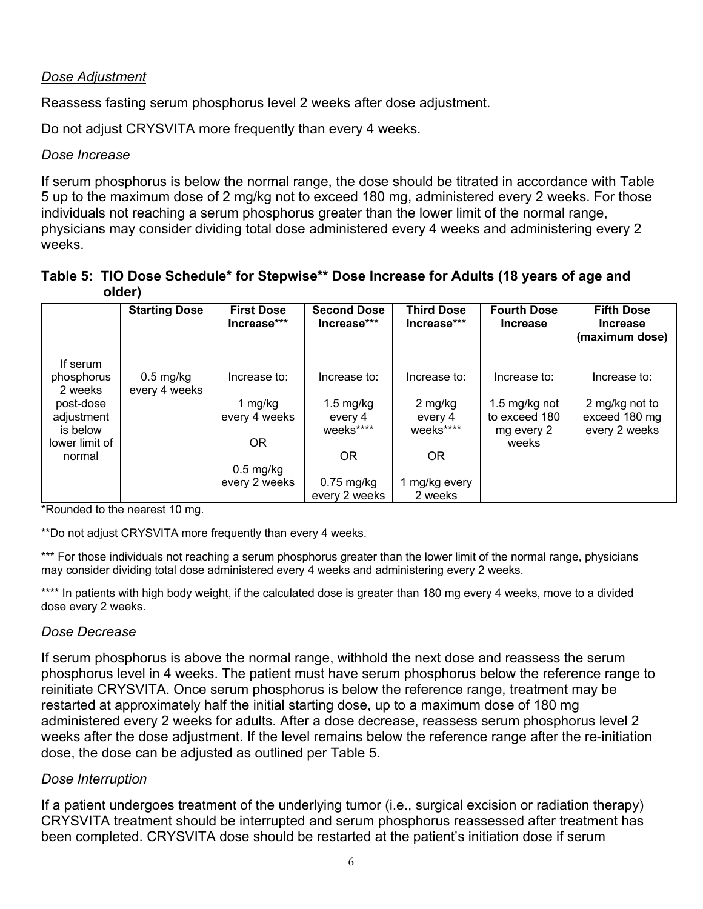*Dose Adjustment*

Reassess fasting serum phosphorus level 2 weeks after dose adjustment.

Do not adjust CRYSVITA more frequently than every 4 weeks.

*Dose Increase*

If serum phosphorus is below the normal range, the dose should be titrated in accordance with Table 5 up to the maximum dose of 2 mg/kg not to exceed 180 mg, administered every 2 weeks. For those individuals not reaching a serum phosphorus greater than the lower limit of the normal range, physicians may consider dividing total dose administered every 4 weeks and administering every 2 weeks.

**Table 5: TIO Dose Schedule* for Stepwise** Dose Increase for Adults (18 years of age and older)**

| | Starting Dose | First Dose Increase*** | Second Dose Increase*** | Third Dose Increase*** | Fourth Dose Increase | Fifth Dose Increase (maximum dose) |
|---|---|---|---|---|---|---|
| If serum phosphorus 2 weeks post-dose adjustment is below lower limit of normal | 0.5 mg/kg every 4 weeks | Increase to: 1 mg/kg every 4 weeks OR 0.5 mg/kg every 2 weeks | Increase to: 1.5 mg/kg every 4 weeks**** OR 0.75 mg/kg every 2 weeks | Increase to: 2 mg/kg every 4 weeks**** OR 1 mg/kg every 2 weeks | Increase to: 1.5 mg/kg not to exceed 180 mg every 2 weeks | Increase to: 2 mg/kg not to exceed 180 mg every 2 weeks |

*Rounded to the nearest 10 mg.

**Do not adjust CRYSVITA more frequently than every 4 weeks.

*** For those individuals not reaching a serum phosphorus greater than the lower limit of the normal range, physicians may consider dividing total dose administered every 4 weeks and administering every 2 weeks.

**** In patients with high body weight, if the calculated dose is greater than 180 mg every 4 weeks, move to a divided dose every 2 weeks.

*Dose Decrease*

If serum phosphorus is above the normal range, withhold the next dose and reassess the serum phosphorus level in 4 weeks. The patient must have serum phosphorus below the reference range to reinitiate CRYSVITA. Once serum phosphorus is below the reference range, treatment may be restarted at approximately half the initial starting dose, up to a maximum dose of 180 mg administered every 2 weeks for adults. After a dose decrease, reassess serum phosphorus level 2 weeks after the dose adjustment. If the level remains below the reference range after the re-initiation dose, the dose can be adjusted as outlined per Table 5.

*Dose Interruption*

If a patient undergoes treatment of the underlying tumor (i.e., surgical excision or radiation therapy) CRYSVITA treatment should be interrupted and serum phosphorus reassessed after treatment has been completed. CRYSVITA dose should be restarted at the patient's initiation dose if serum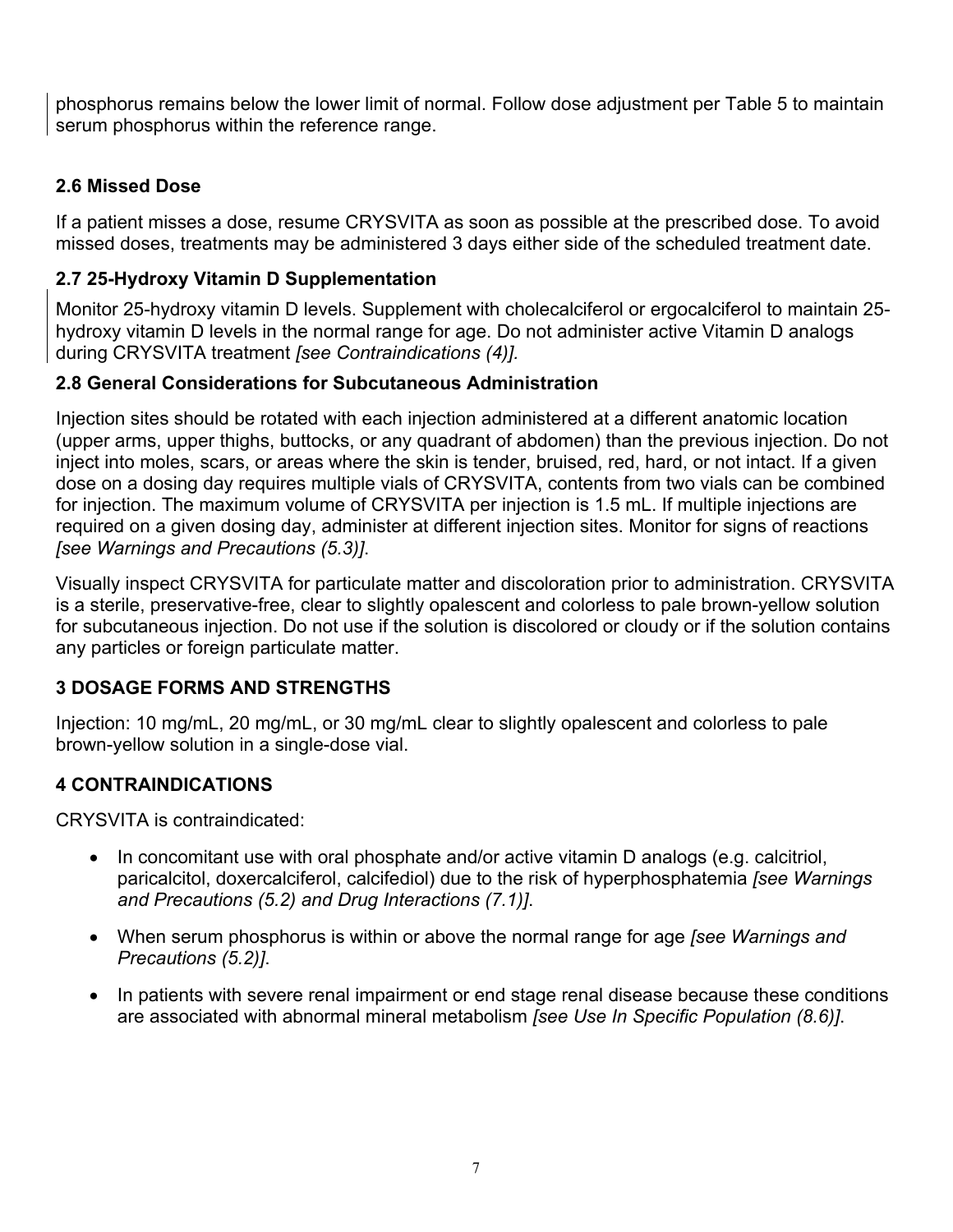phosphorus remains below the lower limit of normal. Follow dose adjustment per Table 5 to maintain serum phosphorus within the reference range.

### 2.6 Missed Dose

If a patient misses a dose, resume CRYSVITA as soon as possible at the prescribed dose. To avoid missed doses, treatments may be administered 3 days either side of the scheduled treatment date.

### 2.7 25-Hydroxy Vitamin D Supplementation

Monitor 25-hydroxy vitamin D levels. Supplement with cholecalciferol or ergocalciferol to maintain 25-hydroxy vitamin D levels in the normal range for age. Do not administer active Vitamin D analogs during CRYSVITA treatment *[see Contraindications (4)]*.

### 2.8 General Considerations for Subcutaneous Administration

Injection sites should be rotated with each injection administered at a different anatomic location (upper arms, upper thighs, buttocks, or any quadrant of abdomen) than the previous injection. Do not inject into moles, scars, or areas where the skin is tender, bruised, red, hard, or not intact. If a given dose on a dosing day requires multiple vials of CRYSVITA, contents from two vials can be combined for injection. The maximum volume of CRYSVITA per injection is 1.5 mL. If multiple injections are required on a given dosing day, administer at different injection sites. Monitor for signs of reactions *[see Warnings and Precautions (5.3)]*.

Visually inspect CRYSVITA for particulate matter and discoloration prior to administration. CRYSVITA is a sterile, preservative-free, clear to slightly opalescent and colorless to pale brown-yellow solution for subcutaneous injection. Do not use if the solution is discolored or cloudy or if the solution contains any particles or foreign particulate matter.

## 3 DOSAGE FORMS AND STRENGTHS

Injection: 10 mg/mL, 20 mg/mL, or 30 mg/mL clear to slightly opalescent and colorless to pale brown-yellow solution in a single-dose vial.

## 4 CONTRAINDICATIONS

CRYSVITA is contraindicated:

- In concomitant use with oral phosphate and/or active vitamin D analogs (e.g. calcitriol, paricalcitol, doxercalciferol, calcifediol) due to the risk of hyperphosphatemia *[see Warnings and Precautions (5.2) and Drug Interactions (7.1)]*.
- When serum phosphorus is within or above the normal range for age *[see Warnings and Precautions (5.2)]*.
- In patients with severe renal impairment or end stage renal disease because these conditions are associated with abnormal mineral metabolism *[see Use In Specific Population (8.6)]*.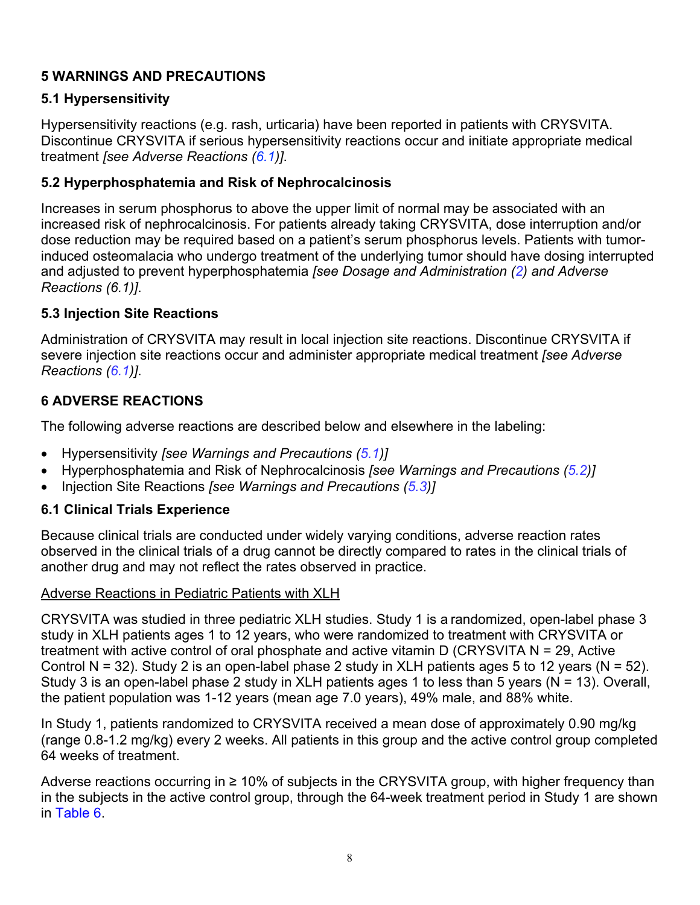## 5 WARNINGS AND PRECAUTIONS

### 5.1 Hypersensitivity

Hypersensitivity reactions (e.g. rash, urticaria) have been reported in patients with CRYSVITA. Discontinue CRYSVITA if serious hypersensitivity reactions occur and initiate appropriate medical treatment *[see Adverse Reactions (6.1)]*.

### 5.2 Hyperphosphatemia and Risk of Nephrocalcinosis

Increases in serum phosphorus to above the upper limit of normal may be associated with an increased risk of nephrocalcinosis. For patients already taking CRYSVITA, dose interruption and/or dose reduction may be required based on a patient's serum phosphorus levels. Patients with tumor-induced osteomalacia who undergo treatment of the underlying tumor should have dosing interrupted and adjusted to prevent hyperphosphatemia *[see Dosage and Administration (2) and Adverse Reactions (6.1)]*.

### 5.3 Injection Site Reactions

Administration of CRYSVITA may result in local injection site reactions. Discontinue CRYSVITA if severe injection site reactions occur and administer appropriate medical treatment *[see Adverse Reactions (6.1)]*.

## 6 ADVERSE REACTIONS

The following adverse reactions are described below and elsewhere in the labeling:

- Hypersensitivity *[see Warnings and Precautions (5.1)]*
- Hyperphosphatemia and Risk of Nephrocalcinosis *[see Warnings and Precautions (5.2)]*
- Injection Site Reactions *[see Warnings and Precautions (5.3)]*

### 6.1 Clinical Trials Experience

Because clinical trials are conducted under widely varying conditions, adverse reaction rates observed in the clinical trials of a drug cannot be directly compared to rates in the clinical trials of another drug and may not reflect the rates observed in practice.

Adverse Reactions in Pediatric Patients with XLH

CRYSVITA was studied in three pediatric XLH studies. Study 1 is a randomized, open-label phase 3 study in XLH patients ages 1 to 12 years, who were randomized to treatment with CRYSVITA or treatment with active control of oral phosphate and active vitamin D (CRYSVITA N = 29, Active Control N = 32). Study 2 is an open-label phase 2 study in XLH patients ages 5 to 12 years (N = 52). Study 3 is an open-label phase 2 study in XLH patients ages 1 to less than 5 years (N = 13). Overall, the patient population was 1-12 years (mean age 7.0 years), 49% male, and 88% white.

In Study 1, patients randomized to CRYSVITA received a mean dose of approximately 0.90 mg/kg (range 0.8-1.2 mg/kg) every 2 weeks. All patients in this group and the active control group completed 64 weeks of treatment.

Adverse reactions occurring in ≥ 10% of subjects in the CRYSVITA group, with higher frequency than in the subjects in the active control group, through the 64-week treatment period in Study 1 are shown in Table 6.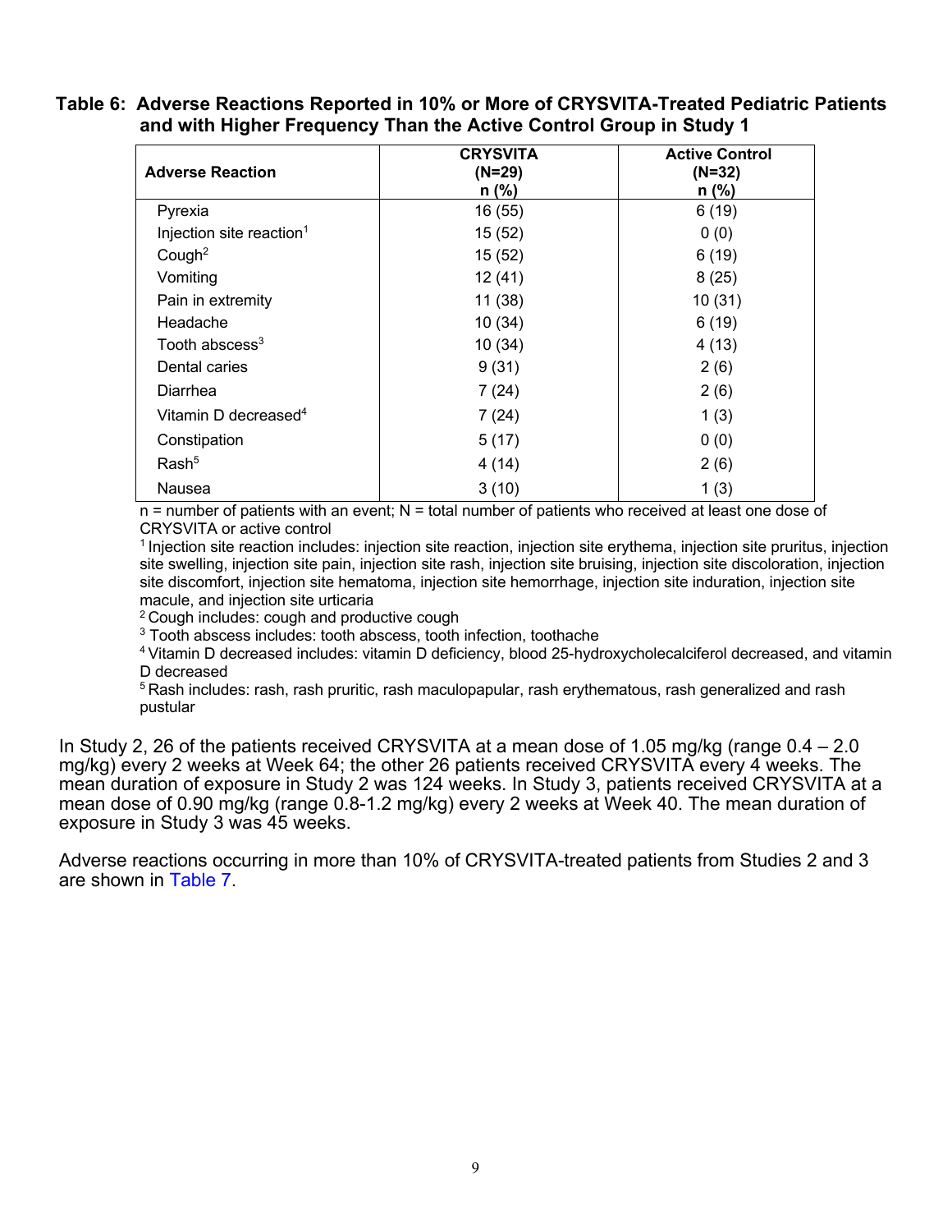**Table 6: Adverse Reactions Reported in 10% or More of CRYSVITA-Treated Pediatric Patients and with Higher Frequency Than the Active Control Group in Study 1**

| Adverse Reaction | CRYSVITA (N=29) n (%) | Active Control (N=32) n (%) |
|---|---|---|
| Pyrexia | 16 (55) | 6 (19) |
| Injection site reaction[1] | 15 (52) | 0 (0) |
| Cough[2] | 15 (52) | 6 (19) |
| Vomiting | 12 (41) | 8 (25) |
| Pain in extremity | 11 (38) | 10 (31) |
| Headache | 10 (34) | 6 (19) |
| Tooth abscess[3] | 10 (34) | 4 (13) |
| Dental caries | 9 (31) | 2 (6) |
| Diarrhea | 7 (24) | 2 (6) |
| Vitamin D decreased[4] | 7 (24) | 1 (3) |
| Constipation | 5 (17) | 0 (0) |
| Rash[5] | 4 (14) | 2 (6) |
| Nausea | 3 (10) | 1 (3) |

n = number of patients with an event; N = total number of patients who received at least one dose of CRYSVITA or active control

[1] Injection site reaction includes: injection site reaction, injection site erythema, injection site pruritus, injection site swelling, injection site pain, injection site rash, injection site bruising, injection site discoloration, injection site discomfort, injection site hematoma, injection site hemorrhage, injection site induration, injection site macule, and injection site urticaria

[2] Cough includes: cough and productive cough

[3] Tooth abscess includes: tooth abscess, tooth infection, toothache

[4] Vitamin D decreased includes: vitamin D deficiency, blood 25-hydroxycholecalciferol decreased, and vitamin D decreased

[5] Rash includes: rash, rash pruritic, rash maculopapular, rash erythematous, rash generalized and rash pustular

In Study 2, 26 of the patients received CRYSVITA at a mean dose of 1.05 mg/kg (range 0.4 – 2.0 mg/kg) every 2 weeks at Week 64; the other 26 patients received CRYSVITA every 4 weeks. The mean duration of exposure in Study 2 was 124 weeks. In Study 3, patients received CRYSVITA at a mean dose of 0.90 mg/kg (range 0.8-1.2 mg/kg) every 2 weeks at Week 40. The mean duration of exposure in Study 3 was 45 weeks.

Adverse reactions occurring in more than 10% of CRYSVITA-treated patients from Studies 2 and 3 are shown in Table 7.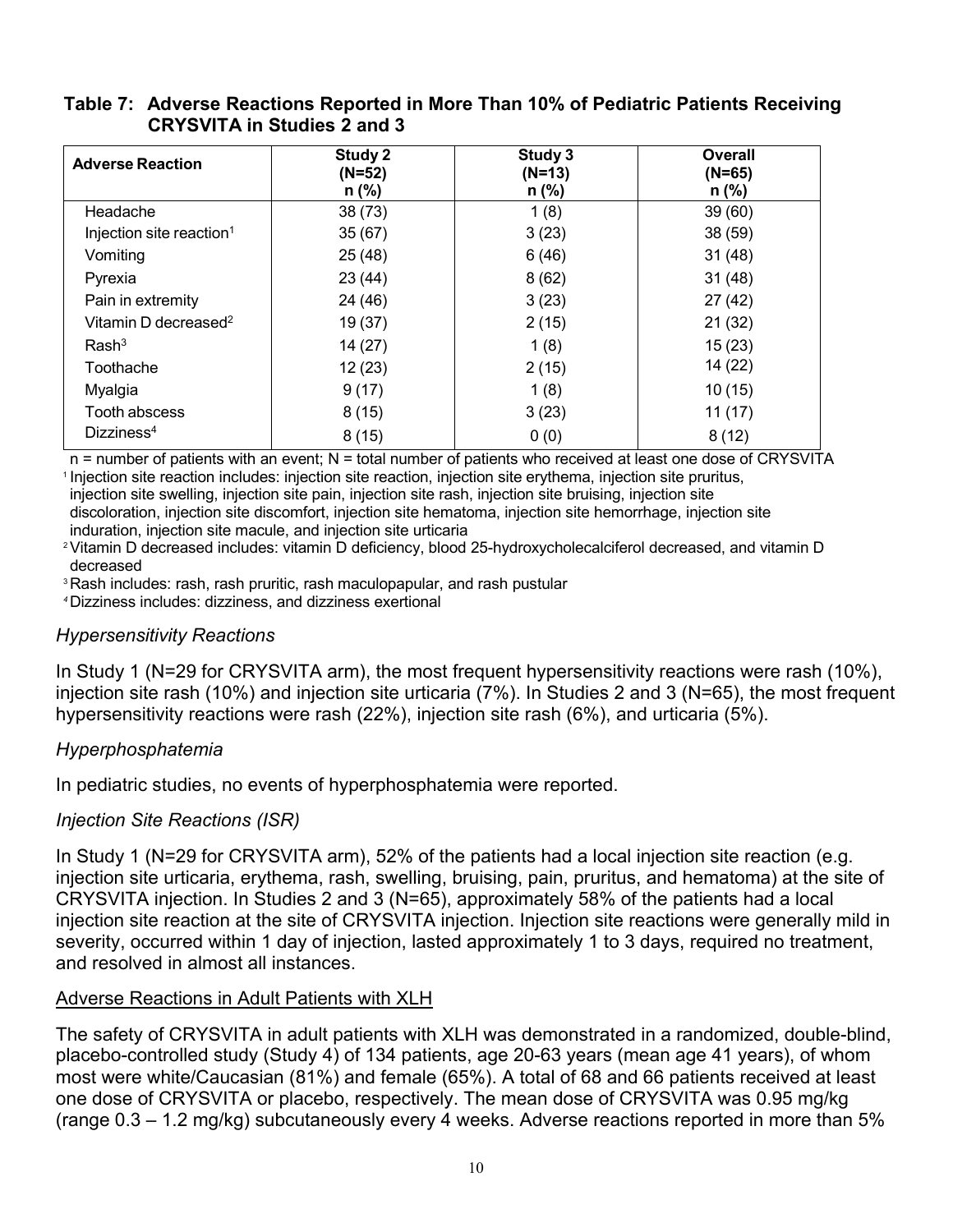**Table 7: Adverse Reactions Reported in More Than 10% of Pediatric Patients Receiving CRYSVITA in Studies 2 and 3**

| Adverse Reaction | Study 2 (N=52) n (%) | Study 3 (N=13) n (%) | Overall (N=65) n (%) |
|---|---|---|---|
| Headache | 38 (73) | 1 (8) | 39 (60) |
| Injection site reaction[1] | 35 (67) | 3 (23) | 38 (59) |
| Vomiting | 25 (48) | 6 (46) | 31 (48) |
| Pyrexia | 23 (44) | 8 (62) | 31 (48) |
| Pain in extremity | 24 (46) | 3 (23) | 27 (42) |
| Vitamin D decreased[2] | 19 (37) | 2 (15) | 21 (32) |
| Rash[3] | 14 (27) | 1 (8) | 15 (23) |
| Toothache | 12 (23) | 2 (15) | 14 (22) |
| Myalgia | 9 (17) | 1 (8) | 10 (15) |
| Tooth abscess | 8 (15) | 3 (23) | 11 (17) |
| Dizziness[4] | 8 (15) | 0 (0) | 8 (12) |

n = number of patients with an event; N = total number of patients who received at least one dose of CRYSVITA

[1] Injection site reaction includes: injection site reaction, injection site erythema, injection site pruritus, injection site swelling, injection site pain, injection site rash, injection site bruising, injection site discoloration, injection site discomfort, injection site hematoma, injection site hemorrhage, injection site induration, injection site macule, and injection site urticaria

[2] Vitamin D decreased includes: vitamin D deficiency, blood 25-hydroxycholecalciferol decreased, and vitamin D decreased

[3] Rash includes: rash, rash pruritic, rash maculopapular, and rash pustular

[4] Dizziness includes: dizziness, and dizziness exertional

*Hypersensitivity Reactions*

In Study 1 (N=29 for CRYSVITA arm), the most frequent hypersensitivity reactions were rash (10%), injection site rash (10%) and injection site urticaria (7%). In Studies 2 and 3 (N=65), the most frequent hypersensitivity reactions were rash (22%), injection site rash (6%), and urticaria (5%).

*Hyperphosphatemia*

In pediatric studies, no events of hyperphosphatemia were reported.

*Injection Site Reactions (ISR)*

In Study 1 (N=29 for CRYSVITA arm), 52% of the patients had a local injection site reaction (e.g. injection site urticaria, erythema, rash, swelling, bruising, pain, pruritus, and hematoma) at the site of CRYSVITA injection. In Studies 2 and 3 (N=65), approximately 58% of the patients had a local injection site reaction at the site of CRYSVITA injection. Injection site reactions were generally mild in severity, occurred within 1 day of injection, lasted approximately 1 to 3 days, required no treatment, and resolved in almost all instances.

<u>Adverse Reactions in Adult Patients with XLH</u>

The safety of CRYSVITA in adult patients with XLH was demonstrated in a randomized, double-blind, placebo-controlled study (Study 4) of 134 patients, age 20-63 years (mean age 41 years), of whom most were white/Caucasian (81%) and female (65%). A total of 68 and 66 patients received at least one dose of CRYSVITA or placebo, respectively. The mean dose of CRYSVITA was 0.95 mg/kg (range 0.3 – 1.2 mg/kg) subcutaneously every 4 weeks. Adverse reactions reported in more than 5%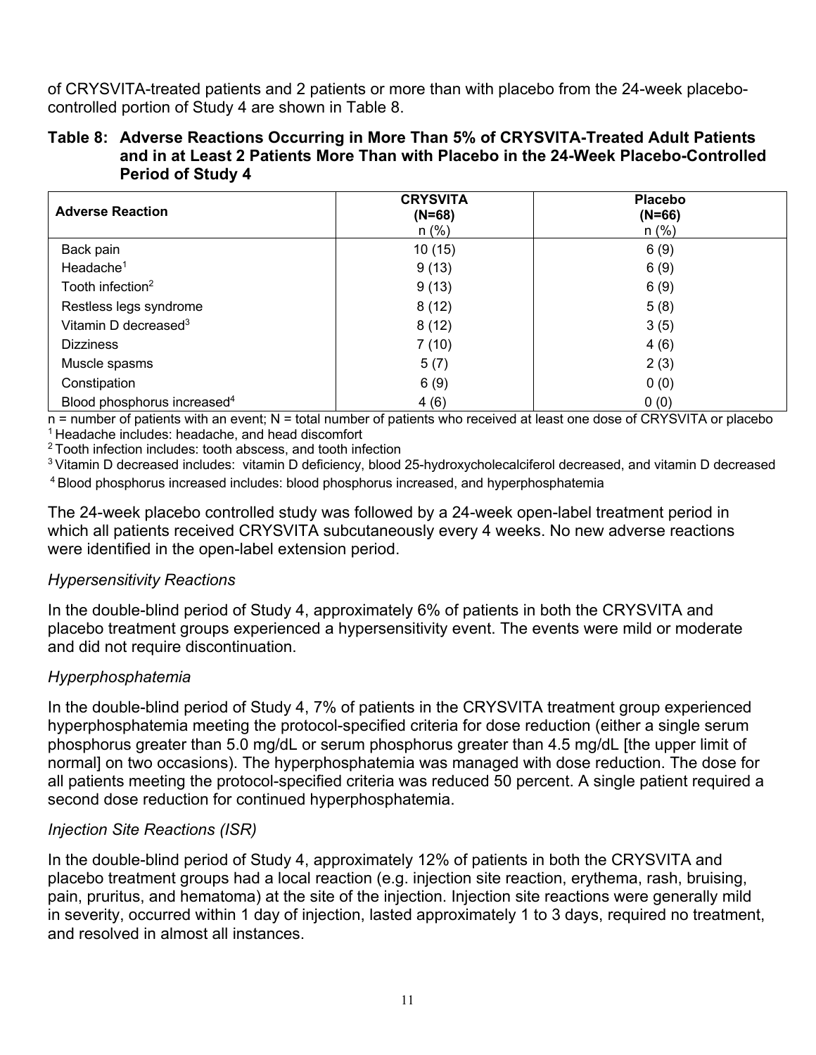of CRYSVITA-treated patients and 2 patients or more than with placebo from the 24-week placebo-controlled portion of Study 4 are shown in Table 8.

**Table 8: Adverse Reactions Occurring in More Than 5% of CRYSVITA-Treated Adult Patients and in at Least 2 Patients More Than with Placebo in the 24-Week Placebo-Controlled Period of Study 4**

| **Adverse Reaction** | **CRYSVITA (N=68)** n (%) | **Placebo (N=66)** n (%) |
|---|---|---|
| Back pain | 10 (15) | 6 (9) |
| Headache[1] | 9 (13) | 6 (9) |
| Tooth infection[2] | 9 (13) | 6 (9) |
| Restless legs syndrome | 8 (12) | 5 (8) |
| Vitamin D decreased[3] | 8 (12) | 3 (5) |
| Dizziness | 7 (10) | 4 (6) |
| Muscle spasms | 5 (7) | 2 (3) |
| Constipation | 6 (9) | 0 (0) |
| Blood phosphorus increased[4] | 4 (6) | 0 (0) |

n = number of patients with an event; N = total number of patients who received at least one dose of CRYSVITA or placebo
[1] Headache includes: headache, and head discomfort
[2] Tooth infection includes: tooth abscess, and tooth infection
[3] Vitamin D decreased includes: vitamin D deficiency, blood 25-hydroxycholecalciferol decreased, and vitamin D decreased
[4] Blood phosphorus increased includes: blood phosphorus increased, and hyperphosphatemia

The 24-week placebo controlled study was followed by a 24-week open-label treatment period in which all patients received CRYSVITA subcutaneously every 4 weeks. No new adverse reactions were identified in the open-label extension period.

*Hypersensitivity Reactions*

In the double-blind period of Study 4, approximately 6% of patients in both the CRYSVITA and placebo treatment groups experienced a hypersensitivity event. The events were mild or moderate and did not require discontinuation.

*Hyperphosphatemia*

In the double-blind period of Study 4, 7% of patients in the CRYSVITA treatment group experienced hyperphosphatemia meeting the protocol-specified criteria for dose reduction (either a single serum phosphorus greater than 5.0 mg/dL or serum phosphorus greater than 4.5 mg/dL [the upper limit of normal] on two occasions). The hyperphosphatemia was managed with dose reduction. The dose for all patients meeting the protocol-specified criteria was reduced 50 percent. A single patient required a second dose reduction for continued hyperphosphatemia.

*Injection Site Reactions (ISR)*

In the double-blind period of Study 4, approximately 12% of patients in both the CRYSVITA and placebo treatment groups had a local reaction (e.g. injection site reaction, erythema, rash, bruising, pain, pruritus, and hematoma) at the site of the injection. Injection site reactions were generally mild in severity, occurred within 1 day of injection, lasted approximately 1 to 3 days, required no treatment, and resolved in almost all instances.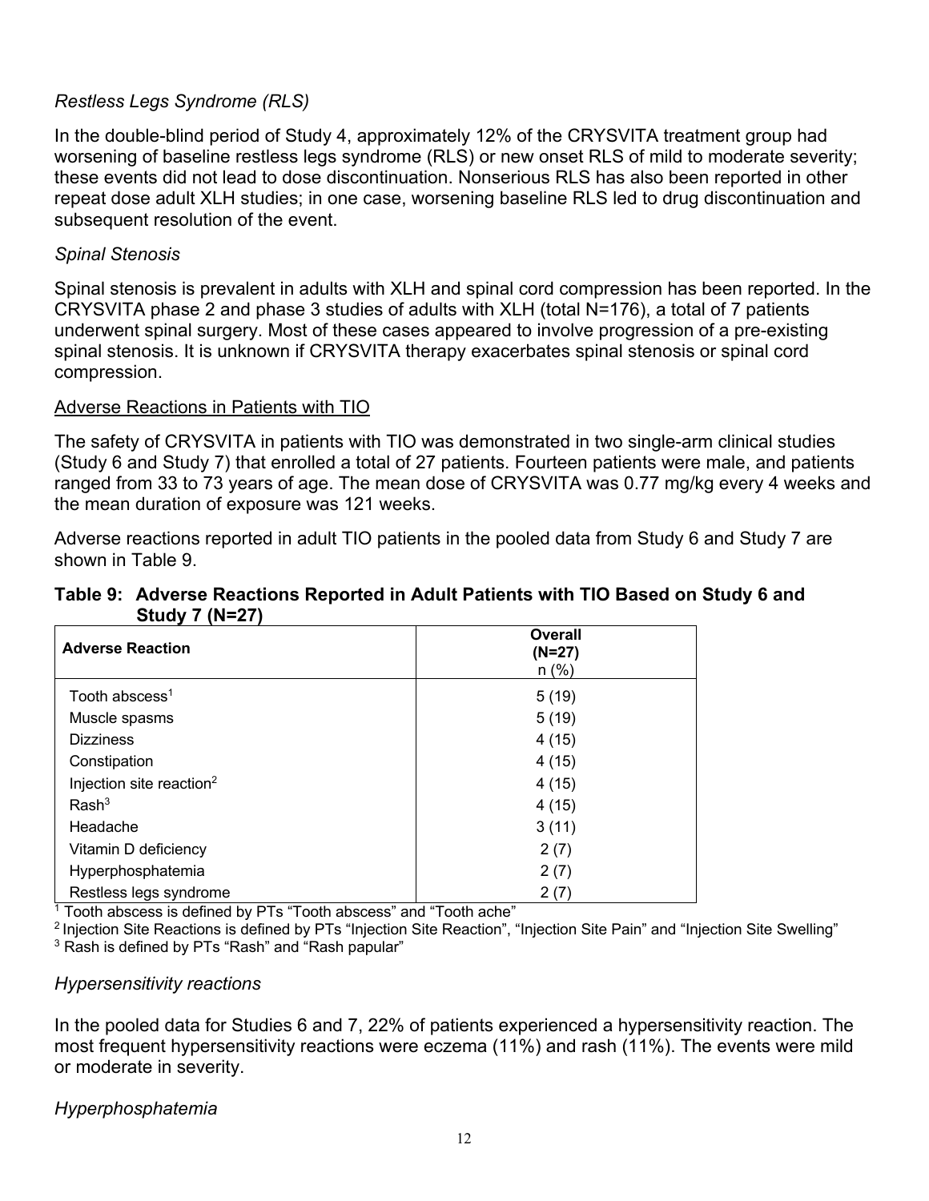*Restless Legs Syndrome (RLS)*

In the double-blind period of Study 4, approximately 12% of the CRYSVITA treatment group had worsening of baseline restless legs syndrome (RLS) or new onset RLS of mild to moderate severity; these events did not lead to dose discontinuation. Nonserious RLS has also been reported in other repeat dose adult XLH studies; in one case, worsening baseline RLS led to drug discontinuation and subsequent resolution of the event.

*Spinal Stenosis*

Spinal stenosis is prevalent in adults with XLH and spinal cord compression has been reported. In the CRYSVITA phase 2 and phase 3 studies of adults with XLH (total N=176), a total of 7 patients underwent spinal surgery. Most of these cases appeared to involve progression of a pre-existing spinal stenosis. It is unknown if CRYSVITA therapy exacerbates spinal stenosis or spinal cord compression.

<u>Adverse Reactions in Patients with TIO</u>

The safety of CRYSVITA in patients with TIO was demonstrated in two single-arm clinical studies (Study 6 and Study 7) that enrolled a total of 27 patients. Fourteen patients were male, and patients ranged from 33 to 73 years of age. The mean dose of CRYSVITA was 0.77 mg/kg every 4 weeks and the mean duration of exposure was 121 weeks.

Adverse reactions reported in adult TIO patients in the pooled data from Study 6 and Study 7 are shown in Table 9.

**Table 9: Adverse Reactions Reported in Adult Patients with TIO Based on Study 6 and Study 7 (N=27)**

| **Adverse Reaction** | **Overall (N=27)** n (%) |
|---|---|
| Tooth abscess[1] | 5 (19) |
| Muscle spasms | 5 (19) |
| Dizziness | 4 (15) |
| Constipation | 4 (15) |
| Injection site reaction[2] | 4 (15) |
| Rash[3] | 4 (15) |
| Headache | 3 (11) |
| Vitamin D deficiency | 2 (7) |
| Hyperphosphatemia | 2 (7) |
| Restless legs syndrome | 2 (7) |

[1] Tooth abscess is defined by PTs "Tooth abscess" and "Tooth ache"
[2] Injection Site Reactions is defined by PTs "Injection Site Reaction", "Injection Site Pain" and "Injection Site Swelling"
[3] Rash is defined by PTs "Rash" and "Rash papular"

*Hypersensitivity reactions*

In the pooled data for Studies 6 and 7, 22% of patients experienced a hypersensitivity reaction. The most frequent hypersensitivity reactions were eczema (11%) and rash (11%). The events were mild or moderate in severity.

*Hyperphosphatemia*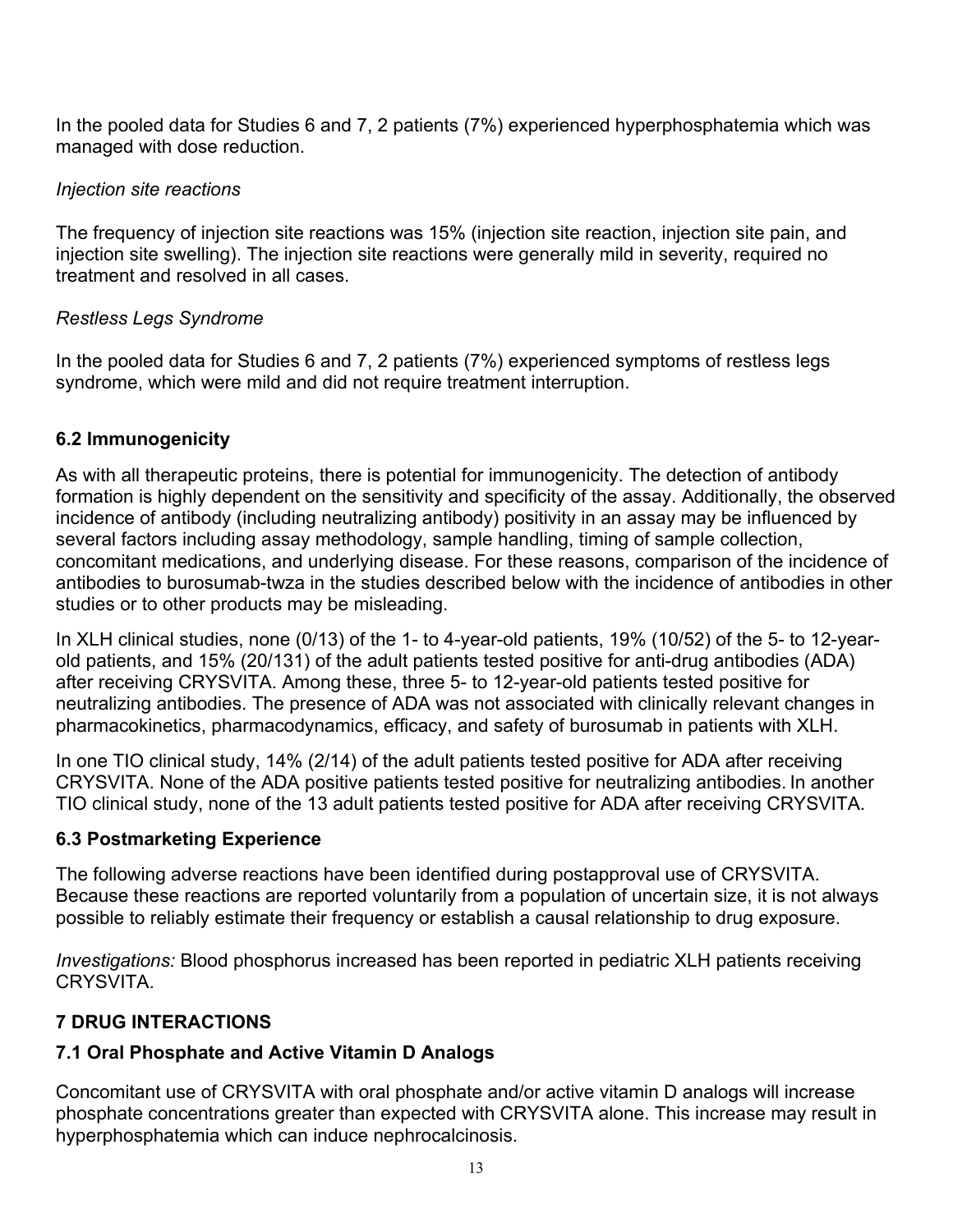In the pooled data for Studies 6 and 7, 2 patients (7%) experienced hyperphosphatemia which was managed with dose reduction.

*Injection site reactions*

The frequency of injection site reactions was 15% (injection site reaction, injection site pain, and injection site swelling). The injection site reactions were generally mild in severity, required no treatment and resolved in all cases.

*Restless Legs Syndrome*

In the pooled data for Studies 6 and 7, 2 patients (7%) experienced symptoms of restless legs syndrome, which were mild and did not require treatment interruption.

## 6.2 Immunogenicity

As with all therapeutic proteins, there is potential for immunogenicity. The detection of antibody formation is highly dependent on the sensitivity and specificity of the assay. Additionally, the observed incidence of antibody (including neutralizing antibody) positivity in an assay may be influenced by several factors including assay methodology, sample handling, timing of sample collection, concomitant medications, and underlying disease. For these reasons, comparison of the incidence of antibodies to burosumab-twza in the studies described below with the incidence of antibodies in other studies or to other products may be misleading.

In XLH clinical studies, none (0/13) of the 1- to 4-year-old patients, 19% (10/52) of the 5- to 12-year-old patients, and 15% (20/131) of the adult patients tested positive for anti-drug antibodies (ADA) after receiving CRYSVITA. Among these, three 5- to 12-year-old patients tested positive for neutralizing antibodies. The presence of ADA was not associated with clinically relevant changes in pharmacokinetics, pharmacodynamics, efficacy, and safety of burosumab in patients with XLH.

In one TIO clinical study, 14% (2/14) of the adult patients tested positive for ADA after receiving CRYSVITA. None of the ADA positive patients tested positive for neutralizing antibodies. In another TIO clinical study, none of the 13 adult patients tested positive for ADA after receiving CRYSVITA.

## 6.3 Postmarketing Experience

The following adverse reactions have been identified during postapproval use of CRYSVITA. Because these reactions are reported voluntarily from a population of uncertain size, it is not always possible to reliably estimate their frequency or establish a causal relationship to drug exposure.

*Investigations:* Blood phosphorus increased has been reported in pediatric XLH patients receiving CRYSVITA.

# 7 DRUG INTERACTIONS

## 7.1 Oral Phosphate and Active Vitamin D Analogs

Concomitant use of CRYSVITA with oral phosphate and/or active vitamin D analogs will increase phosphate concentrations greater than expected with CRYSVITA alone. This increase may result in hyperphosphatemia which can induce nephrocalcinosis.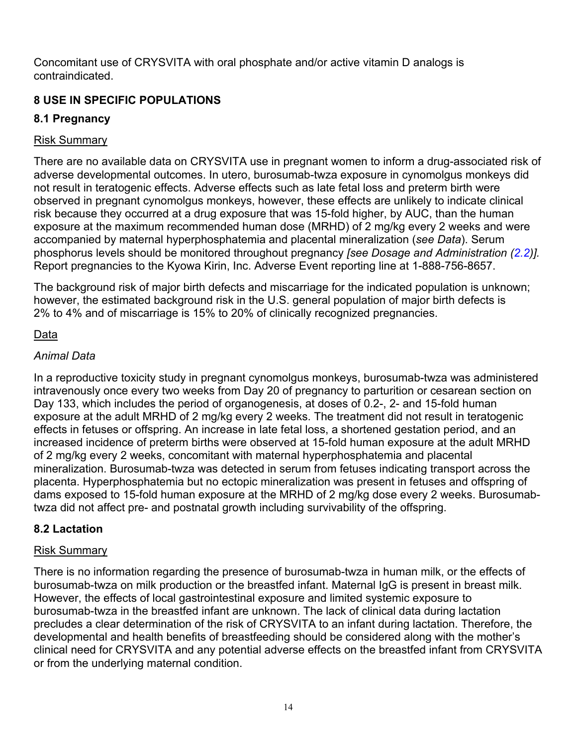Concomitant use of CRYSVITA with oral phosphate and/or active vitamin D analogs is contraindicated.

## 8 USE IN SPECIFIC POPULATIONS

### 8.1 Pregnancy

Risk Summary

There are no available data on CRYSVITA use in pregnant women to inform a drug-associated risk of adverse developmental outcomes. In utero, burosumab-twza exposure in cynomolgus monkeys did not result in teratogenic effects. Adverse effects such as late fetal loss and preterm birth were observed in pregnant cynomolgus monkeys, however, these effects are unlikely to indicate clinical risk because they occurred at a drug exposure that was 15-fold higher, by AUC, than the human exposure at the maximum recommended human dose (MRHD) of 2 mg/kg every 2 weeks and were accompanied by maternal hyperphosphatemia and placental mineralization (*see Data*). Serum phosphorus levels should be monitored throughout pregnancy *[see Dosage and Administration (2.2)].* Report pregnancies to the Kyowa Kirin, Inc. Adverse Event reporting line at 1-888-756-8657.

The background risk of major birth defects and miscarriage for the indicated population is unknown; however, the estimated background risk in the U.S. general population of major birth defects is 2% to 4% and of miscarriage is 15% to 20% of clinically recognized pregnancies.

Data

*Animal Data*

In a reproductive toxicity study in pregnant cynomolgus monkeys, burosumab-twza was administered intravenously once every two weeks from Day 20 of pregnancy to parturition or cesarean section on Day 133, which includes the period of organogenesis, at doses of 0.2-, 2- and 15-fold human exposure at the adult MRHD of 2 mg/kg every 2 weeks. The treatment did not result in teratogenic effects in fetuses or offspring. An increase in late fetal loss, a shortened gestation period, and an increased incidence of preterm births were observed at 15-fold human exposure at the adult MRHD of 2 mg/kg every 2 weeks, concomitant with maternal hyperphosphatemia and placental mineralization. Burosumab-twza was detected in serum from fetuses indicating transport across the placenta. Hyperphosphatemia but no ectopic mineralization was present in fetuses and offspring of dams exposed to 15-fold human exposure at the MRHD of 2 mg/kg dose every 2 weeks. Burosumab-twza did not affect pre- and postnatal growth including survivability of the offspring.

### 8.2 Lactation

Risk Summary

There is no information regarding the presence of burosumab-twza in human milk, or the effects of burosumab-twza on milk production or the breastfed infant. Maternal IgG is present in breast milk. However, the effects of local gastrointestinal exposure and limited systemic exposure to burosumab-twza in the breastfed infant are unknown. The lack of clinical data during lactation precludes a clear determination of the risk of CRYSVITA to an infant during lactation. Therefore, the developmental and health benefits of breastfeeding should be considered along with the mother's clinical need for CRYSVITA and any potential adverse effects on the breastfed infant from CRYSVITA or from the underlying maternal condition.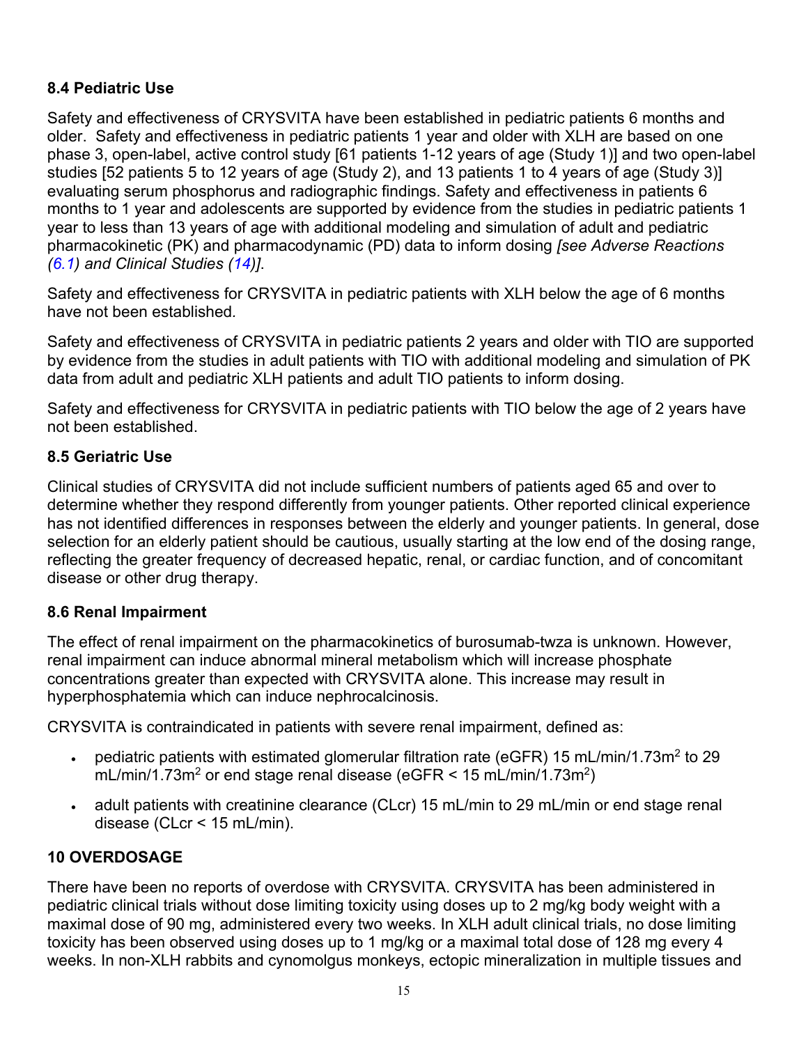### 8.4 Pediatric Use

Safety and effectiveness of CRYSVITA have been established in pediatric patients 6 months and older. Safety and effectiveness in pediatric patients 1 year and older with XLH are based on one phase 3, open-label, active control study [61 patients 1-12 years of age (Study 1)] and two open-label studies [52 patients 5 to 12 years of age (Study 2), and 13 patients 1 to 4 years of age (Study 3)] evaluating serum phosphorus and radiographic findings. Safety and effectiveness in patients 6 months to 1 year and adolescents are supported by evidence from the studies in pediatric patients 1 year to less than 13 years of age with additional modeling and simulation of adult and pediatric pharmacokinetic (PK) and pharmacodynamic (PD) data to inform dosing *[see Adverse Reactions (6.1) and Clinical Studies (14)]*.

Safety and effectiveness for CRYSVITA in pediatric patients with XLH below the age of 6 months have not been established.

Safety and effectiveness of CRYSVITA in pediatric patients 2 years and older with TIO are supported by evidence from the studies in adult patients with TIO with additional modeling and simulation of PK data from adult and pediatric XLH patients and adult TIO patients to inform dosing.

Safety and effectiveness for CRYSVITA in pediatric patients with TIO below the age of 2 years have not been established.

### 8.5 Geriatric Use

Clinical studies of CRYSVITA did not include sufficient numbers of patients aged 65 and over to determine whether they respond differently from younger patients. Other reported clinical experience has not identified differences in responses between the elderly and younger patients. In general, dose selection for an elderly patient should be cautious, usually starting at the low end of the dosing range, reflecting the greater frequency of decreased hepatic, renal, or cardiac function, and of concomitant disease or other drug therapy.

### 8.6 Renal Impairment

The effect of renal impairment on the pharmacokinetics of burosumab-twza is unknown. However, renal impairment can induce abnormal mineral metabolism which will increase phosphate concentrations greater than expected with CRYSVITA alone. This increase may result in hyperphosphatemia which can induce nephrocalcinosis.

CRYSVITA is contraindicated in patients with severe renal impairment, defined as:

- pediatric patients with estimated glomerular filtration rate (eGFR) 15 mL/min/1.73m$^2$ to 29 mL/min/1.73m$^2$ or end stage renal disease (eGFR < 15 mL/min/1.73m$^2$)
- adult patients with creatinine clearance (CLcr) 15 mL/min to 29 mL/min or end stage renal disease (CLcr < 15 mL/min).

## 10 OVERDOSAGE

There have been no reports of overdose with CRYSVITA. CRYSVITA has been administered in pediatric clinical trials without dose limiting toxicity using doses up to 2 mg/kg body weight with a maximal dose of 90 mg, administered every two weeks. In XLH adult clinical trials, no dose limiting toxicity has been observed using doses up to 1 mg/kg or a maximal total dose of 128 mg every 4 weeks. In non-XLH rabbits and cynomolgus monkeys, ectopic mineralization in multiple tissues and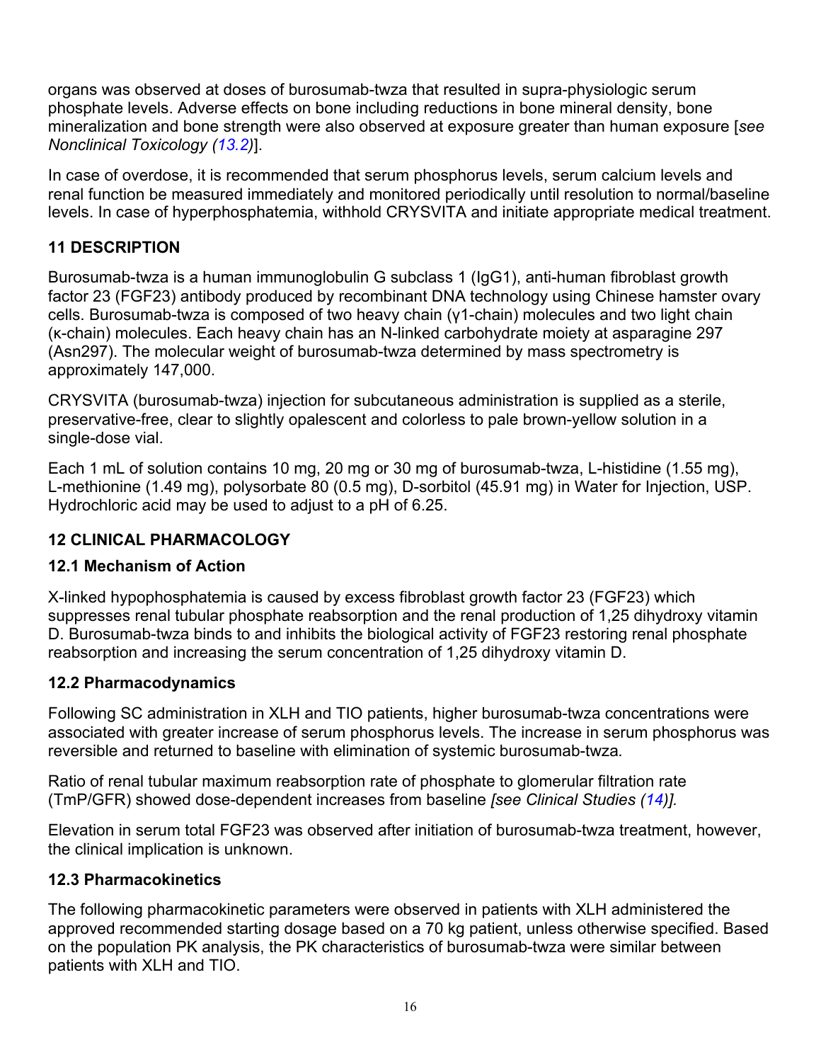organs was observed at doses of burosumab-twza that resulted in supra-physiologic serum phosphate levels. Adverse effects on bone including reductions in bone mineral density, bone mineralization and bone strength were also observed at exposure greater than human exposure [*see Nonclinical Toxicology (13.2)*].

In case of overdose, it is recommended that serum phosphorus levels, serum calcium levels and renal function be measured immediately and monitored periodically until resolution to normal/baseline levels. In case of hyperphosphatemia, withhold CRYSVITA and initiate appropriate medical treatment.

## 11 DESCRIPTION

Burosumab-twza is a human immunoglobulin G subclass 1 (IgG1), anti-human fibroblast growth factor 23 (FGF23) antibody produced by recombinant DNA technology using Chinese hamster ovary cells. Burosumab-twza is composed of two heavy chain (γ1-chain) molecules and two light chain (κ-chain) molecules. Each heavy chain has an N-linked carbohydrate moiety at asparagine 297 (Asn297). The molecular weight of burosumab-twza determined by mass spectrometry is approximately 147,000.

CRYSVITA (burosumab-twza) injection for subcutaneous administration is supplied as a sterile, preservative-free, clear to slightly opalescent and colorless to pale brown-yellow solution in a single-dose vial.

Each 1 mL of solution contains 10 mg, 20 mg or 30 mg of burosumab-twza, L-histidine (1.55 mg), L-methionine (1.49 mg), polysorbate 80 (0.5 mg), D-sorbitol (45.91 mg) in Water for Injection, USP. Hydrochloric acid may be used to adjust to a pH of 6.25.

## 12 CLINICAL PHARMACOLOGY

### 12.1 Mechanism of Action

X-linked hypophosphatemia is caused by excess fibroblast growth factor 23 (FGF23) which suppresses renal tubular phosphate reabsorption and the renal production of 1,25 dihydroxy vitamin D. Burosumab-twza binds to and inhibits the biological activity of FGF23 restoring renal phosphate reabsorption and increasing the serum concentration of 1,25 dihydroxy vitamin D.

### 12.2 Pharmacodynamics

Following SC administration in XLH and TIO patients, higher burosumab-twza concentrations were associated with greater increase of serum phosphorus levels. The increase in serum phosphorus was reversible and returned to baseline with elimination of systemic burosumab-twza.

Ratio of renal tubular maximum reabsorption rate of phosphate to glomerular filtration rate (TmP/GFR) showed dose-dependent increases from baseline *[see Clinical Studies (14)].*

Elevation in serum total FGF23 was observed after initiation of burosumab-twza treatment, however, the clinical implication is unknown.

### 12.3 Pharmacokinetics

The following pharmacokinetic parameters were observed in patients with XLH administered the approved recommended starting dosage based on a 70 kg patient, unless otherwise specified. Based on the population PK analysis, the PK characteristics of burosumab-twza were similar between patients with XLH and TIO.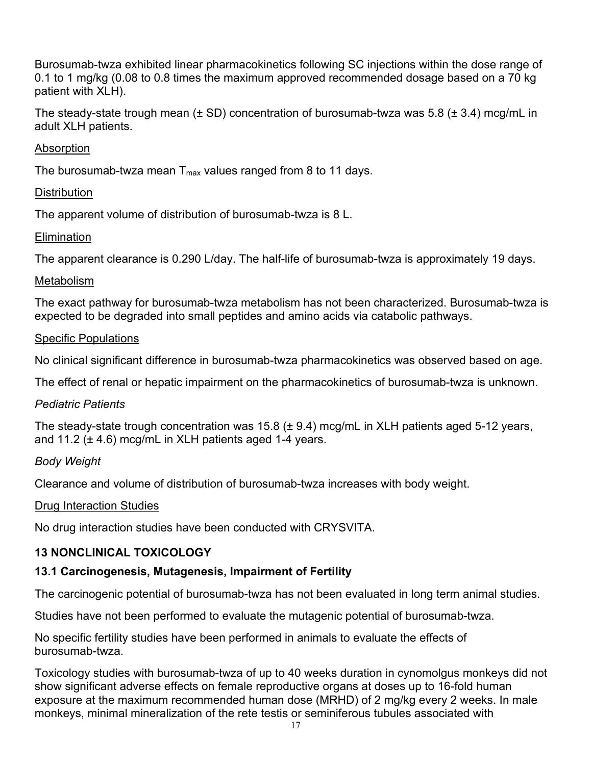Burosumab-twza exhibited linear pharmacokinetics following SC injections within the dose range of 0.1 to 1 mg/kg (0.08 to 0.8 times the maximum approved recommended dosage based on a 70 kg patient with XLH).

The steady-state trough mean (± SD) concentration of burosumab-twza was 5.8 (± 3.4) mcg/mL in adult XLH patients.

<u>Absorption</u>

The burosumab-twza mean $T_{max}$ values ranged from 8 to 11 days.

<u>Distribution</u>

The apparent volume of distribution of burosumab-twza is 8 L.

<u>Elimination</u>

The apparent clearance is 0.290 L/day. The half-life of burosumab-twza is approximately 19 days.

<u>Metabolism</u>

The exact pathway for burosumab-twza metabolism has not been characterized. Burosumab-twza is expected to be degraded into small peptides and amino acids via catabolic pathways.

<u>Specific Populations</u>

No clinical significant difference in burosumab-twza pharmacokinetics was observed based on age.

The effect of renal or hepatic impairment on the pharmacokinetics of burosumab-twza is unknown.

*Pediatric Patients*

The steady-state trough concentration was 15.8 (± 9.4) mcg/mL in XLH patients aged 5-12 years, and 11.2 (± 4.6) mcg/mL in XLH patients aged 1-4 years.

*Body Weight*

Clearance and volume of distribution of burosumab-twza increases with body weight.

<u>Drug Interaction Studies</u>

No drug interaction studies have been conducted with CRYSVITA.

## 13 NONCLINICAL TOXICOLOGY

### 13.1 Carcinogenesis, Mutagenesis, Impairment of Fertility

The carcinogenic potential of burosumab-twza has not been evaluated in long term animal studies.

Studies have not been performed to evaluate the mutagenic potential of burosumab-twza.

No specific fertility studies have been performed in animals to evaluate the effects of burosumab-twza.

Toxicology studies with burosumab-twza of up to 40 weeks duration in cynomolgus monkeys did not show significant adverse effects on female reproductive organs at doses up to 16-fold human exposure at the maximum recommended human dose (MRHD) of 2 mg/kg every 2 weeks. In male monkeys, minimal mineralization of the rete testis or seminiferous tubules associated with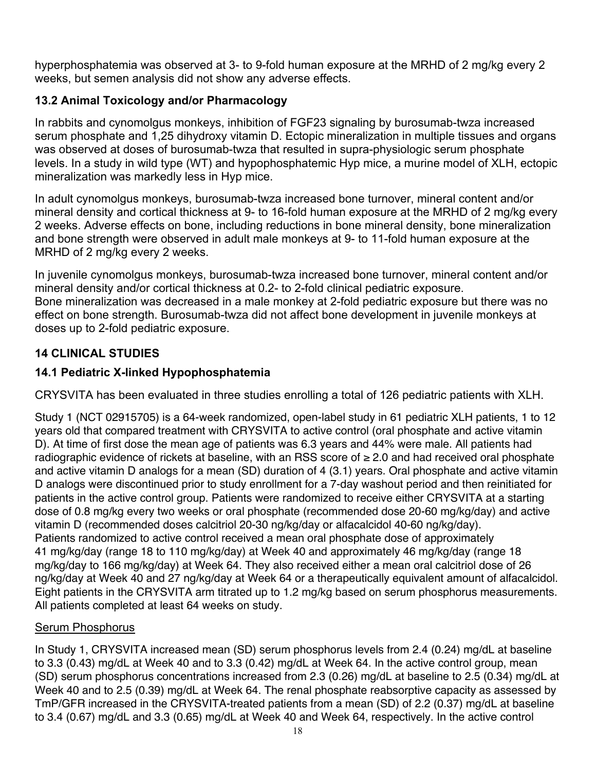hyperphosphatemia was observed at 3- to 9-fold human exposure at the MRHD of 2 mg/kg every 2 weeks, but semen analysis did not show any adverse effects.

### 13.2 Animal Toxicology and/or Pharmacology

In rabbits and cynomolgus monkeys, inhibition of FGF23 signaling by burosumab-twza increased serum phosphate and 1,25 dihydroxy vitamin D. Ectopic mineralization in multiple tissues and organs was observed at doses of burosumab-twza that resulted in supra-physiologic serum phosphate levels. In a study in wild type (WT) and hypophosphatemic Hyp mice, a murine model of XLH, ectopic mineralization was markedly less in Hyp mice.

In adult cynomolgus monkeys, burosumab-twza increased bone turnover, mineral content and/or mineral density and cortical thickness at 9- to 16-fold human exposure at the MRHD of 2 mg/kg every 2 weeks. Adverse effects on bone, including reductions in bone mineral density, bone mineralization and bone strength were observed in adult male monkeys at 9- to 11-fold human exposure at the MRHD of 2 mg/kg every 2 weeks.

In juvenile cynomolgus monkeys, burosumab-twza increased bone turnover, mineral content and/or mineral density and/or cortical thickness at 0.2- to 2-fold clinical pediatric exposure. Bone mineralization was decreased in a male monkey at 2-fold pediatric exposure but there was no effect on bone strength. Burosumab-twza did not affect bone development in juvenile monkeys at doses up to 2-fold pediatric exposure.

## 14 CLINICAL STUDIES

### 14.1 Pediatric X-linked Hypophosphatemia

CRYSVITA has been evaluated in three studies enrolling a total of 126 pediatric patients with XLH.

Study 1 (NCT 02915705) is a 64-week randomized, open-label study in 61 pediatric XLH patients, 1 to 12 years old that compared treatment with CRYSVITA to active control (oral phosphate and active vitamin D). At time of first dose the mean age of patients was 6.3 years and 44% were male. All patients had radiographic evidence of rickets at baseline, with an RSS score of ≥ 2.0 and had received oral phosphate and active vitamin D analogs for a mean (SD) duration of 4 (3.1) years. Oral phosphate and active vitamin D analogs were discontinued prior to study enrollment for a 7-day washout period and then reinitiated for patients in the active control group. Patients were randomized to receive either CRYSVITA at a starting dose of 0.8 mg/kg every two weeks or oral phosphate (recommended dose 20-60 mg/kg/day) and active vitamin D (recommended doses calcitriol 20-30 ng/kg/day or alfacalcidol 40-60 ng/kg/day). Patients randomized to active control received a mean oral phosphate dose of approximately 41 mg/kg/day (range 18 to 110 mg/kg/day) at Week 40 and approximately 46 mg/kg/day (range 18 mg/kg/day to 166 mg/kg/day) at Week 64. They also received either a mean oral calcitriol dose of 26 ng/kg/day at Week 40 and 27 ng/kg/day at Week 64 or a therapeutically equivalent amount of alfacalcidol. Eight patients in the CRYSVITA arm titrated up to 1.2 mg/kg based on serum phosphorus measurements. All patients completed at least 64 weeks on study.

<u>Serum Phosphorus</u>

In Study 1, CRYSVITA increased mean (SD) serum phosphorus levels from 2.4 (0.24) mg/dL at baseline to 3.3 (0.43) mg/dL at Week 40 and to 3.3 (0.42) mg/dL at Week 64. In the active control group, mean (SD) serum phosphorus concentrations increased from 2.3 (0.26) mg/dL at baseline to 2.5 (0.34) mg/dL at Week 40 and to 2.5 (0.39) mg/dL at Week 64. The renal phosphate reabsorptive capacity as assessed by TmP/GFR increased in the CRYSVITA-treated patients from a mean (SD) of 2.2 (0.37) mg/dL at baseline to 3.4 (0.67) mg/dL and 3.3 (0.65) mg/dL at Week 40 and Week 64, respectively. In the active control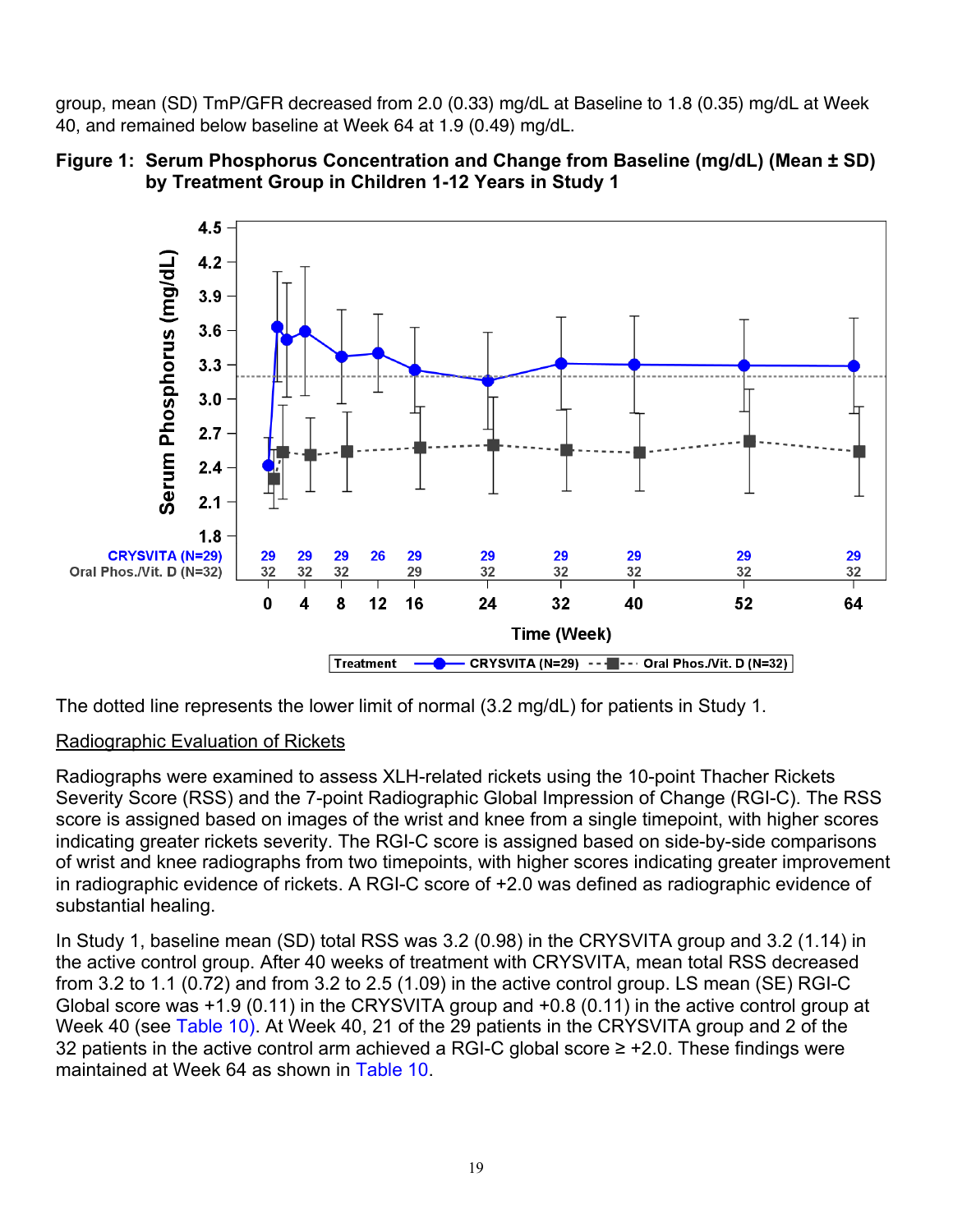group, mean (SD) TmP/GFR decreased from 2.0 (0.33) mg/dL at Baseline to 1.8 (0.35) mg/dL at Week 40, and remained below baseline at Week 64 at 1.9 (0.49) mg/dL.

**Figure 1: Serum Phosphorus Concentration and Change from Baseline (mg/dL) (Mean ± SD) by Treatment Group in Children 1-12 Years in Study 1**

The dotted line represents the lower limit of normal (3.2 mg/dL) for patients in Study 1.

Radiographic Evaluation of Rickets

Radiographs were examined to assess XLH-related rickets using the 10-point Thacher Rickets Severity Score (RSS) and the 7-point Radiographic Global Impression of Change (RGI-C). The RSS score is assigned based on images of the wrist and knee from a single timepoint, with higher scores indicating greater rickets severity. The RGI-C score is assigned based on side-by-side comparisons of wrist and knee radiographs from two timepoints, with higher scores indicating greater improvement in radiographic evidence of rickets. A RGI-C score of +2.0 was defined as radiographic evidence of substantial healing.

In Study 1, baseline mean (SD) total RSS was 3.2 (0.98) in the CRYSVITA group and 3.2 (1.14) in the active control group. After 40 weeks of treatment with CRYSVITA, mean total RSS decreased from 3.2 to 1.1 (0.72) and from 3.2 to 2.5 (1.09) in the active control group. LS mean (SE) RGI-C Global score was +1.9 (0.11) in the CRYSVITA group and +0.8 (0.11) in the active control group at Week 40 (see Table 10). At Week 40, 21 of the 29 patients in the CRYSVITA group and 2 of the 32 patients in the active control arm achieved a RGI-C global score ≥ +2.0. These findings were maintained at Week 64 as shown in Table 10.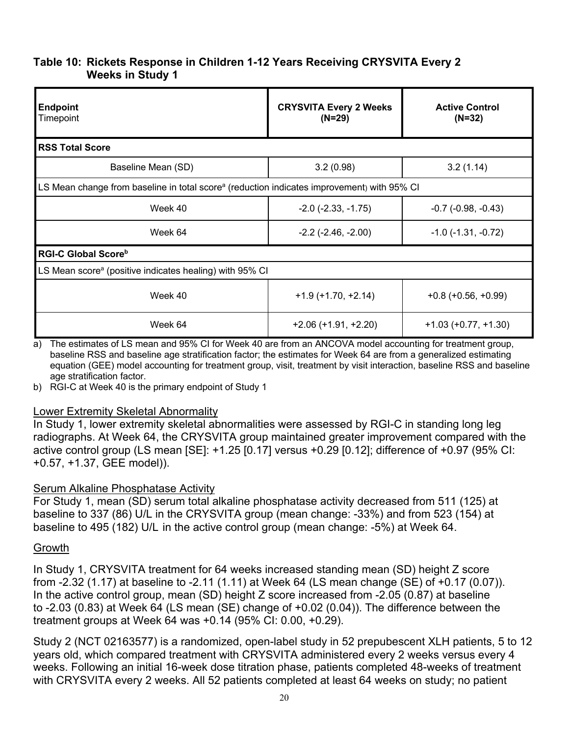### Table 10: Rickets Response in Children 1-12 Years Receiving CRYSVITA Every 2 Weeks in Study 1

| **Endpoint**<br>Timepoint | **CRYSVITA Every 2 Weeks (N=29)** | **Active Control (N=32)** |
|---|---|---|
| **RSS Total Score** | | |
| Baseline Mean (SD) | 3.2 (0.98) | 3.2 (1.14) |
| LS Mean change from baseline in total score[a] (reduction indicates improvement) with 95% CI | | |
| Week 40 | -2.0 (-2.33, -1.75) | -0.7 (-0.98, -0.43) |
| Week 64 | -2.2 (-2.46, -2.00) | -1.0 (-1.31, -0.72) |
| **RGI-C Global Score[b]** | | |
| LS Mean score[a] (positive indicates healing) with 95% CI | | |
| Week 40 | +1.9 (+1.70, +2.14) | +0.8 (+0.56, +0.99) |
| Week 64 | +2.06 (+1.91, +2.20) | +1.03 (+0.77, +1.30) |

a) The estimates of LS mean and 95% CI for Week 40 are from an ANCOVA model accounting for treatment group, baseline RSS and baseline age stratification factor; the estimates for Week 64 are from a generalized estimating equation (GEE) model accounting for treatment group, visit, treatment by visit interaction, baseline RSS and baseline age stratification factor.

b) RGI-C at Week 40 is the primary endpoint of Study 1

Lower Extremity Skeletal Abnormality

In Study 1, lower extremity skeletal abnormalities were assessed by RGI-C in standing long leg radiographs. At Week 64, the CRYSVITA group maintained greater improvement compared with the active control group (LS mean [SE]: +1.25 [0.17] versus +0.29 [0.12]; difference of +0.97 (95% CI: +0.57, +1.37, GEE model)).

Serum Alkaline Phosphatase Activity

For Study 1, mean (SD) serum total alkaline phosphatase activity decreased from 511 (125) at baseline to 337 (86) U/L in the CRYSVITA group (mean change: -33%) and from 523 (154) at baseline to 495 (182) U/L in the active control group (mean change: -5%) at Week 64.

Growth

In Study 1, CRYSVITA treatment for 64 weeks increased standing mean (SD) height Z score from -2.32 (1.17) at baseline to -2.11 (1.11) at Week 64 (LS mean change (SE) of +0.17 (0.07)). In the active control group, mean (SD) height Z score increased from -2.05 (0.87) at baseline to -2.03 (0.83) at Week 64 (LS mean (SE) change of +0.02 (0.04)). The difference between the treatment groups at Week 64 was +0.14 (95% CI: 0.00, +0.29).

Study 2 (NCT 02163577) is a randomized, open-label study in 52 prepubescent XLH patients, 5 to 12 years old, which compared treatment with CRYSVITA administered every 2 weeks versus every 4 weeks. Following an initial 16-week dose titration phase, patients completed 48-weeks of treatment with CRYSVITA every 2 weeks. All 52 patients completed at least 64 weeks on study; no patient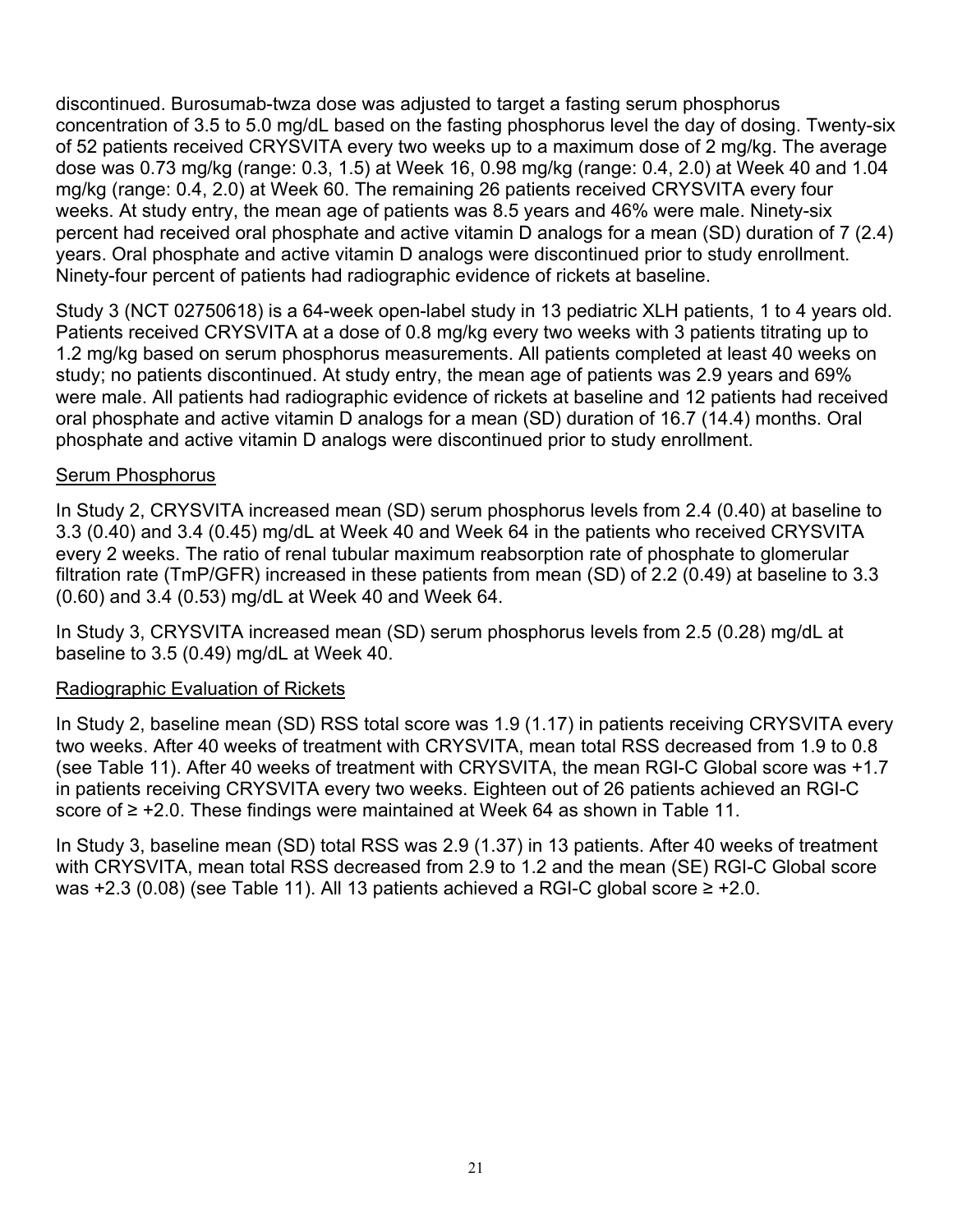discontinued. Burosumab-twza dose was adjusted to target a fasting serum phosphorus concentration of 3.5 to 5.0 mg/dL based on the fasting phosphorus level the day of dosing. Twenty-six of 52 patients received CRYSVITA every two weeks up to a maximum dose of 2 mg/kg. The average dose was 0.73 mg/kg (range: 0.3, 1.5) at Week 16, 0.98 mg/kg (range: 0.4, 2.0) at Week 40 and 1.04 mg/kg (range: 0.4, 2.0) at Week 60. The remaining 26 patients received CRYSVITA every four weeks. At study entry, the mean age of patients was 8.5 years and 46% were male. Ninety-six percent had received oral phosphate and active vitamin D analogs for a mean (SD) duration of 7 (2.4) years. Oral phosphate and active vitamin D analogs were discontinued prior to study enrollment. Ninety-four percent of patients had radiographic evidence of rickets at baseline.

Study 3 (NCT 02750618) is a 64-week open-label study in 13 pediatric XLH patients, 1 to 4 years old. Patients received CRYSVITA at a dose of 0.8 mg/kg every two weeks with 3 patients titrating up to 1.2 mg/kg based on serum phosphorus measurements. All patients completed at least 40 weeks on study; no patients discontinued. At study entry, the mean age of patients was 2.9 years and 69% were male. All patients had radiographic evidence of rickets at baseline and 12 patients had received oral phosphate and active vitamin D analogs for a mean (SD) duration of 16.7 (14.4) months. Oral phosphate and active vitamin D analogs were discontinued prior to study enrollment.

Serum Phosphorus

In Study 2, CRYSVITA increased mean (SD) serum phosphorus levels from 2.4 (0.40) at baseline to 3.3 (0.40) and 3.4 (0.45) mg/dL at Week 40 and Week 64 in the patients who received CRYSVITA every 2 weeks. The ratio of renal tubular maximum reabsorption rate of phosphate to glomerular filtration rate (TmP/GFR) increased in these patients from mean (SD) of 2.2 (0.49) at baseline to 3.3 (0.60) and 3.4 (0.53) mg/dL at Week 40 and Week 64.

In Study 3, CRYSVITA increased mean (SD) serum phosphorus levels from 2.5 (0.28) mg/dL at baseline to 3.5 (0.49) mg/dL at Week 40.

Radiographic Evaluation of Rickets

In Study 2, baseline mean (SD) RSS total score was 1.9 (1.17) in patients receiving CRYSVITA every two weeks. After 40 weeks of treatment with CRYSVITA, mean total RSS decreased from 1.9 to 0.8 (see Table 11). After 40 weeks of treatment with CRYSVITA, the mean RGI-C Global score was +1.7 in patients receiving CRYSVITA every two weeks. Eighteen out of 26 patients achieved an RGI-C score of ≥ +2.0. These findings were maintained at Week 64 as shown in Table 11.

In Study 3, baseline mean (SD) total RSS was 2.9 (1.37) in 13 patients. After 40 weeks of treatment with CRYSVITA, mean total RSS decreased from 2.9 to 1.2 and the mean (SE) RGI-C Global score was +2.3 (0.08) (see Table 11). All 13 patients achieved a RGI-C global score ≥ +2.0.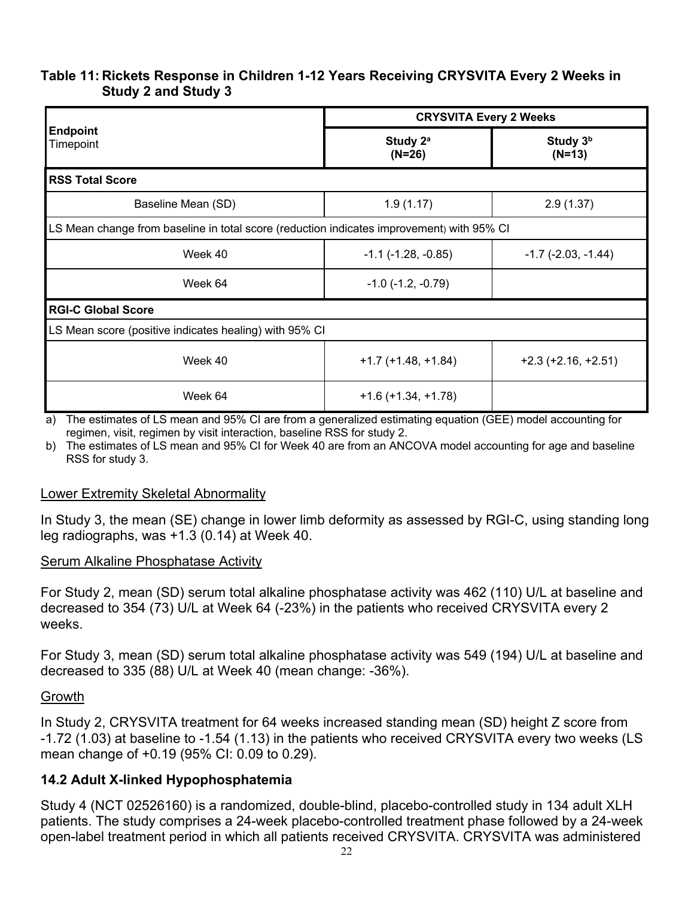**Table 11: Rickets Response in Children 1-12 Years Receiving CRYSVITA Every 2 Weeks in Study 2 and Study 3**

| **Endpoint** Timepoint | **CRYSVITA Every 2 Weeks** | |
|---|---|---|
| | **Study 2[a] (N=26)** | **Study 3[b] (N=13)** |
| **RSS Total Score** | | |
| Baseline Mean (SD) | 1.9 (1.17) | 2.9 (1.37) |
| LS Mean change from baseline in total score (reduction indicates improvement) with 95% CI | | |
| Week 40 | -1.1 (-1.28, -0.85) | -1.7 (-2.03, -1.44) |
| Week 64 | -1.0 (-1.2, -0.79) | |
| **RGI-C Global Score** | | |
| LS Mean score (positive indicates healing) with 95% CI | | |
| Week 40 | +1.7 (+1.48, +1.84) | +2.3 (+2.16, +2.51) |
| Week 64 | +1.6 (+1.34, +1.78) | |

a) The estimates of LS mean and 95% CI are from a generalized estimating equation (GEE) model accounting for regimen, visit, regimen by visit interaction, baseline RSS for study 2.

b) The estimates of LS mean and 95% CI for Week 40 are from an ANCOVA model accounting for age and baseline RSS for study 3.

Lower Extremity Skeletal Abnormality

In Study 3, the mean (SE) change in lower limb deformity as assessed by RGI-C, using standing long leg radiographs, was +1.3 (0.14) at Week 40.

Serum Alkaline Phosphatase Activity

For Study 2, mean (SD) serum total alkaline phosphatase activity was 462 (110) U/L at baseline and decreased to 354 (73) U/L at Week 64 (-23%) in the patients who received CRYSVITA every 2 weeks.

For Study 3, mean (SD) serum total alkaline phosphatase activity was 549 (194) U/L at baseline and decreased to 335 (88) U/L at Week 40 (mean change: -36%).

Growth

In Study 2, CRYSVITA treatment for 64 weeks increased standing mean (SD) height Z score from -1.72 (1.03) at baseline to -1.54 (1.13) in the patients who received CRYSVITA every two weeks (LS mean change of +0.19 (95% CI: 0.09 to 0.29).

### 14.2 Adult X-linked Hypophosphatemia

Study 4 (NCT 02526160) is a randomized, double-blind, placebo-controlled study in 134 adult XLH patients. The study comprises a 24-week placebo-controlled treatment phase followed by a 24-week open-label treatment period in which all patients received CRYSVITA. CRYSVITA was administered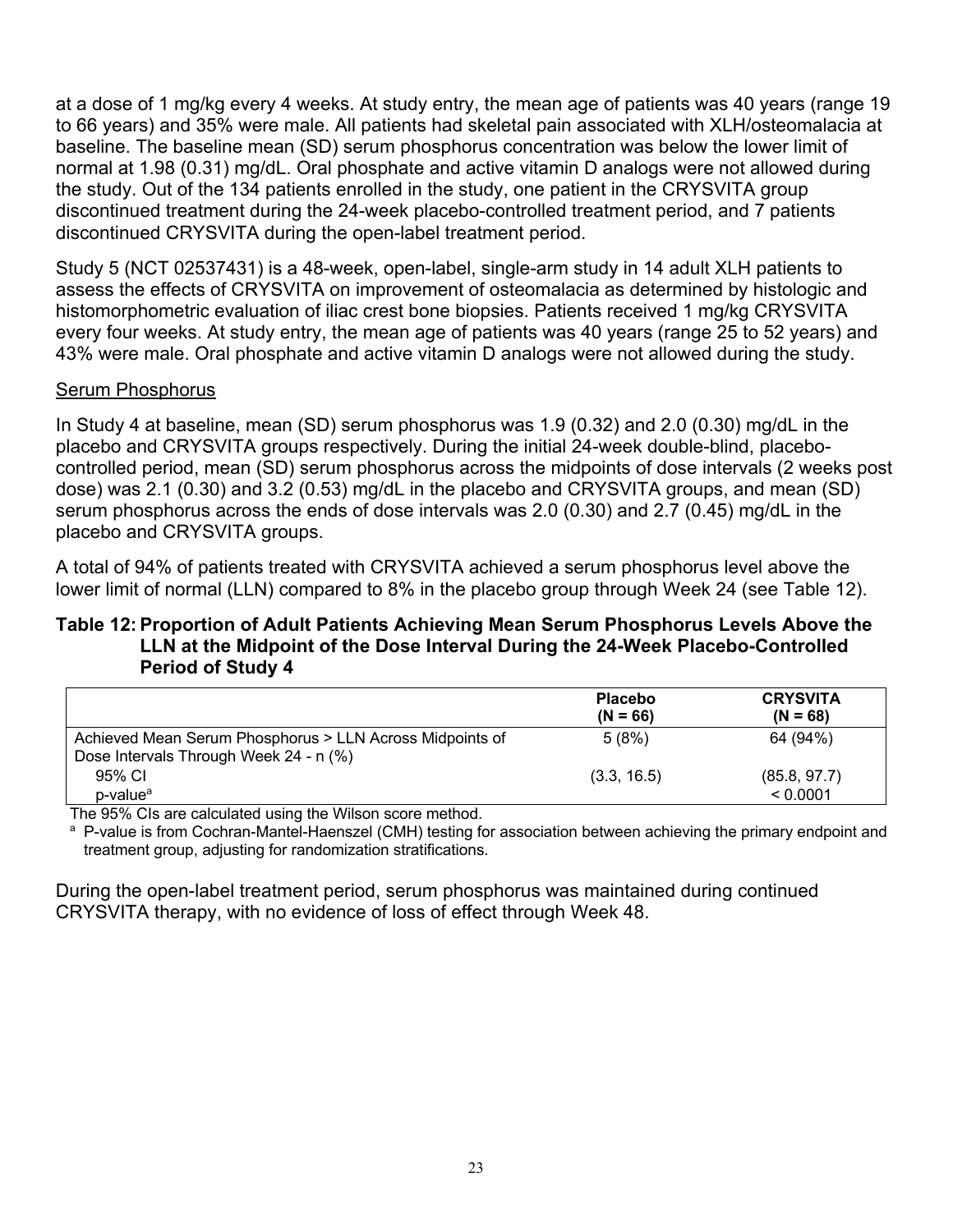at a dose of 1 mg/kg every 4 weeks. At study entry, the mean age of patients was 40 years (range 19 to 66 years) and 35% were male. All patients had skeletal pain associated with XLH/osteomalacia at baseline. The baseline mean (SD) serum phosphorus concentration was below the lower limit of normal at 1.98 (0.31) mg/dL. Oral phosphate and active vitamin D analogs were not allowed during the study. Out of the 134 patients enrolled in the study, one patient in the CRYSVITA group discontinued treatment during the 24-week placebo-controlled treatment period, and 7 patients discontinued CRYSVITA during the open-label treatment period.

Study 5 (NCT 02537431) is a 48-week, open-label, single-arm study in 14 adult XLH patients to assess the effects of CRYSVITA on improvement of osteomalacia as determined by histologic and histomorphometric evaluation of iliac crest bone biopsies. Patients received 1 mg/kg CRYSVITA every four weeks. At study entry, the mean age of patients was 40 years (range 25 to 52 years) and 43% were male. Oral phosphate and active vitamin D analogs were not allowed during the study.

Serum Phosphorus

In Study 4 at baseline, mean (SD) serum phosphorus was 1.9 (0.32) and 2.0 (0.30) mg/dL in the placebo and CRYSVITA groups respectively. During the initial 24-week double-blind, placebo-controlled period, mean (SD) serum phosphorus across the midpoints of dose intervals (2 weeks post dose) was 2.1 (0.30) and 3.2 (0.53) mg/dL in the placebo and CRYSVITA groups, and mean (SD) serum phosphorus across the ends of dose intervals was 2.0 (0.30) and 2.7 (0.45) mg/dL in the placebo and CRYSVITA groups.

A total of 94% of patients treated with CRYSVITA achieved a serum phosphorus level above the lower limit of normal (LLN) compared to 8% in the placebo group through Week 24 (see Table 12).

**Table 12: Proportion of Adult Patients Achieving Mean Serum Phosphorus Levels Above the LLN at the Midpoint of the Dose Interval During the 24-Week Placebo-Controlled Period of Study 4**

| | Placebo (N = 66) | CRYSVITA (N = 68) |
|---|---|---|
| Achieved Mean Serum Phosphorus > LLN Across Midpoints of Dose Intervals Through Week 24 - n (%) | 5 (8%) | 64 (94%) |
| 95% CI | (3.3, 16.5) | (85.8, 97.7) |
| p-value[a] | | < 0.0001 |

The 95% CIs are calculated using the Wilson score method.

[a] P-value is from Cochran-Mantel-Haenszel (CMH) testing for association between achieving the primary endpoint and treatment group, adjusting for randomization stratifications.

During the open-label treatment period, serum phosphorus was maintained during continued CRYSVITA therapy, with no evidence of loss of effect through Week 48.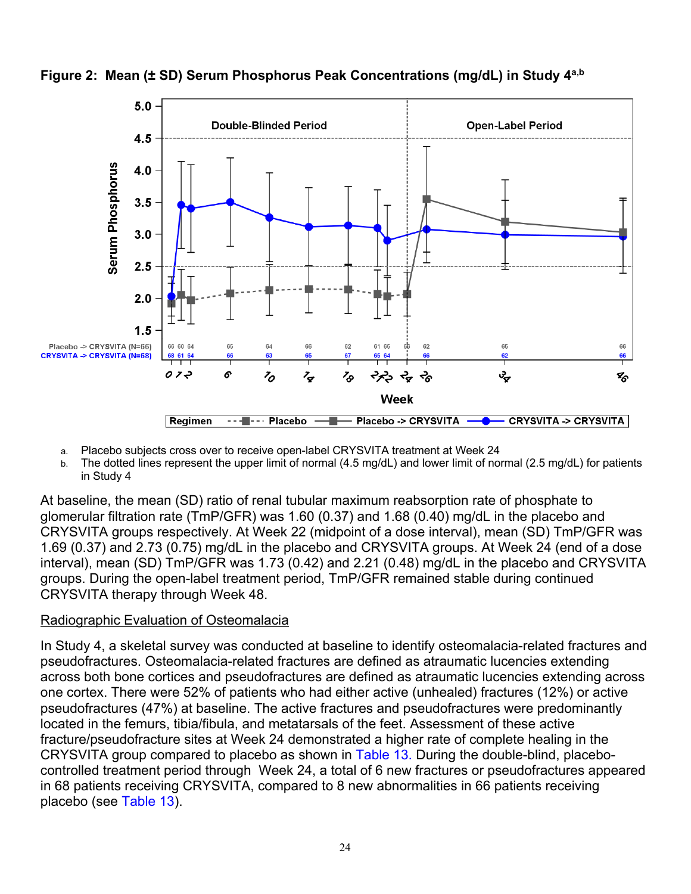**Figure 2: Mean (± SD) Serum Phosphorus Peak Concentrations (mg/dL) in Study 4[a,b]**

a. Placebo subjects cross over to receive open-label CRYSVITA treatment at Week 24

b. The dotted lines represent the upper limit of normal (4.5 mg/dL) and lower limit of normal (2.5 mg/dL) for patients in Study 4

At baseline, the mean (SD) ratio of renal tubular maximum reabsorption rate of phosphate to glomerular filtration rate (TmP/GFR) was 1.60 (0.37) and 1.68 (0.40) mg/dL in the placebo and CRYSVITA groups respectively. At Week 22 (midpoint of a dose interval), mean (SD) TmP/GFR was 1.69 (0.37) and 2.73 (0.75) mg/dL in the placebo and CRYSVITA groups. At Week 24 (end of a dose interval), mean (SD) TmP/GFR was 1.73 (0.42) and 2.21 (0.48) mg/dL in the placebo and CRYSVITA groups. During the open-label treatment period, TmP/GFR remained stable during continued CRYSVITA therapy through Week 48.

Radiographic Evaluation of Osteomalacia

In Study 4, a skeletal survey was conducted at baseline to identify osteomalacia-related fractures and pseudofractures. Osteomalacia-related fractures are defined as atraumatic lucencies extending across both bone cortices and pseudofractures are defined as atraumatic lucencies extending across one cortex. There were 52% of patients who had either active (unhealed) fractures (12%) or active pseudofractures (47%) at baseline. The active fractures and pseudofractures were predominantly located in the femurs, tibia/fibula, and metatarsals of the feet. Assessment of these active fracture/pseudofracture sites at Week 24 demonstrated a higher rate of complete healing in the CRYSVITA group compared to placebo as shown in Table 13. During the double-blind, placebo-controlled treatment period through Week 24, a total of 6 new fractures or pseudofractures appeared in 68 patients receiving CRYSVITA, compared to 8 new abnormalities in 66 patients receiving placebo (see Table 13).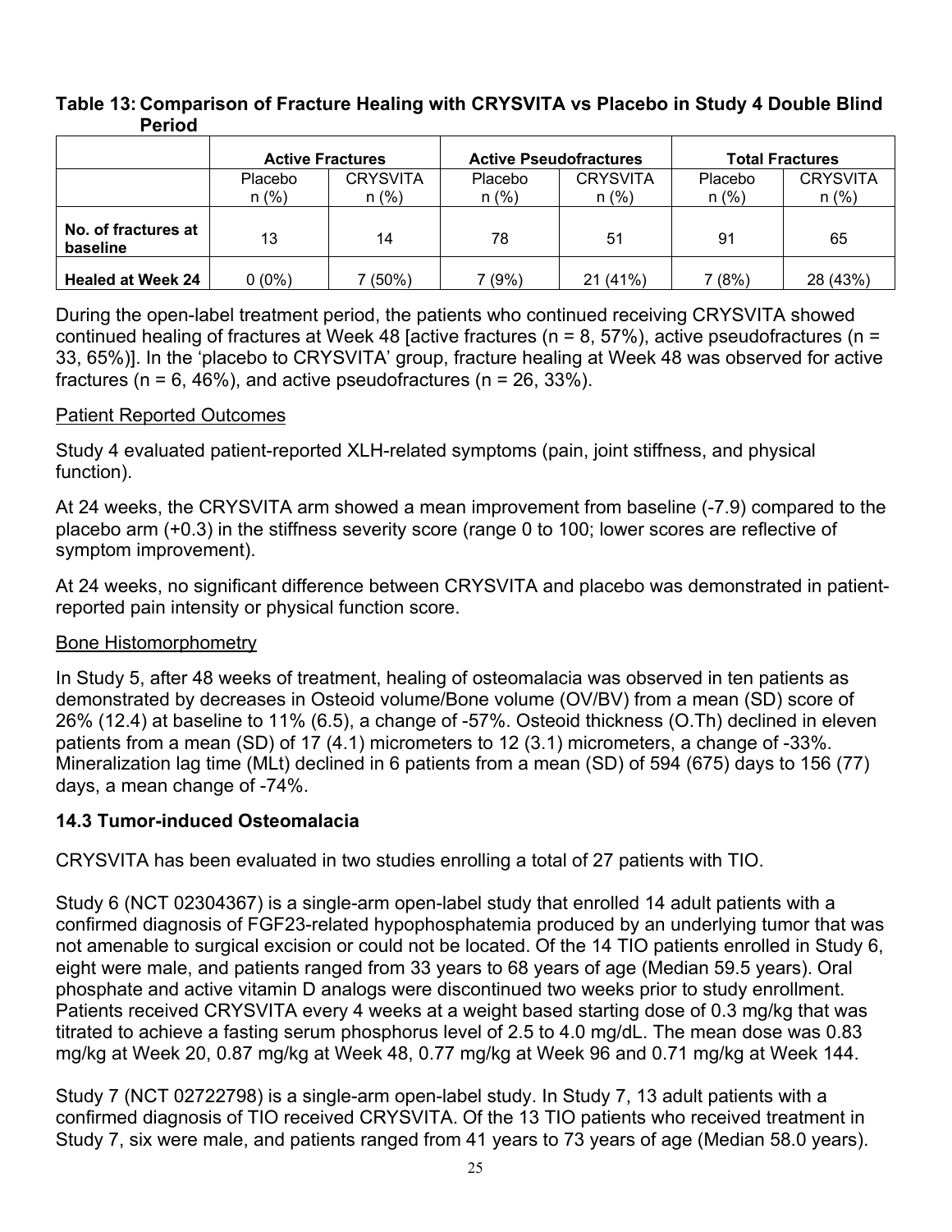**Table 13: Comparison of Fracture Healing with CRYSVITA vs Placebo in Study 4 Double Blind Period**

| | Active Fractures | | Active Pseudofractures | | Total Fractures | |
|---|---|---|---|---|---|---|
| | Placebo n (%) | CRYSVITA n (%) | Placebo n (%) | CRYSVITA n (%) | Placebo n (%) | CRYSVITA n (%) |
| **No. of fractures at baseline** | 13 | 14 | 78 | 51 | 91 | 65 |
| **Healed at Week 24** | 0 (0%) | 7 (50%) | 7 (9%) | 21 (41%) | 7 (8%) | 28 (43%) |

During the open-label treatment period, the patients who continued receiving CRYSVITA showed continued healing of fractures at Week 48 [active fractures (n = 8, 57%), active pseudofractures (n = 33, 65%)]. In the 'placebo to CRYSVITA' group, fracture healing at Week 48 was observed for active fractures (n = 6, 46%), and active pseudofractures (n = 26, 33%).

Patient Reported Outcomes

Study 4 evaluated patient-reported XLH-related symptoms (pain, joint stiffness, and physical function).

At 24 weeks, the CRYSVITA arm showed a mean improvement from baseline (-7.9) compared to the placebo arm (+0.3) in the stiffness severity score (range 0 to 100; lower scores are reflective of symptom improvement).

At 24 weeks, no significant difference between CRYSVITA and placebo was demonstrated in patient-reported pain intensity or physical function score.

Bone Histomorphometry

In Study 5, after 48 weeks of treatment, healing of osteomalacia was observed in ten patients as demonstrated by decreases in Osteoid volume/Bone volume (OV/BV) from a mean (SD) score of 26% (12.4) at baseline to 11% (6.5), a change of -57%. Osteoid thickness (O.Th) declined in eleven patients from a mean (SD) of 17 (4.1) micrometers to 12 (3.1) micrometers, a change of -33%. Mineralization lag time (MLt) declined in 6 patients from a mean (SD) of 594 (675) days to 156 (77) days, a mean change of -74%.

### 14.3 Tumor-induced Osteomalacia

CRYSVITA has been evaluated in two studies enrolling a total of 27 patients with TIO.

Study 6 (NCT 02304367) is a single-arm open-label study that enrolled 14 adult patients with a confirmed diagnosis of FGF23-related hypophosphatemia produced by an underlying tumor that was not amenable to surgical excision or could not be located. Of the 14 TIO patients enrolled in Study 6, eight were male, and patients ranged from 33 years to 68 years of age (Median 59.5 years). Oral phosphate and active vitamin D analogs were discontinued two weeks prior to study enrollment. Patients received CRYSVITA every 4 weeks at a weight based starting dose of 0.3 mg/kg that was titrated to achieve a fasting serum phosphorus level of 2.5 to 4.0 mg/dL. The mean dose was 0.83 mg/kg at Week 20, 0.87 mg/kg at Week 48, 0.77 mg/kg at Week 96 and 0.71 mg/kg at Week 144.

Study 7 (NCT 02722798) is a single-arm open-label study. In Study 7, 13 adult patients with a confirmed diagnosis of TIO received CRYSVITA. Of the 13 TIO patients who received treatment in Study 7, six were male, and patients ranged from 41 years to 73 years of age (Median 58.0 years).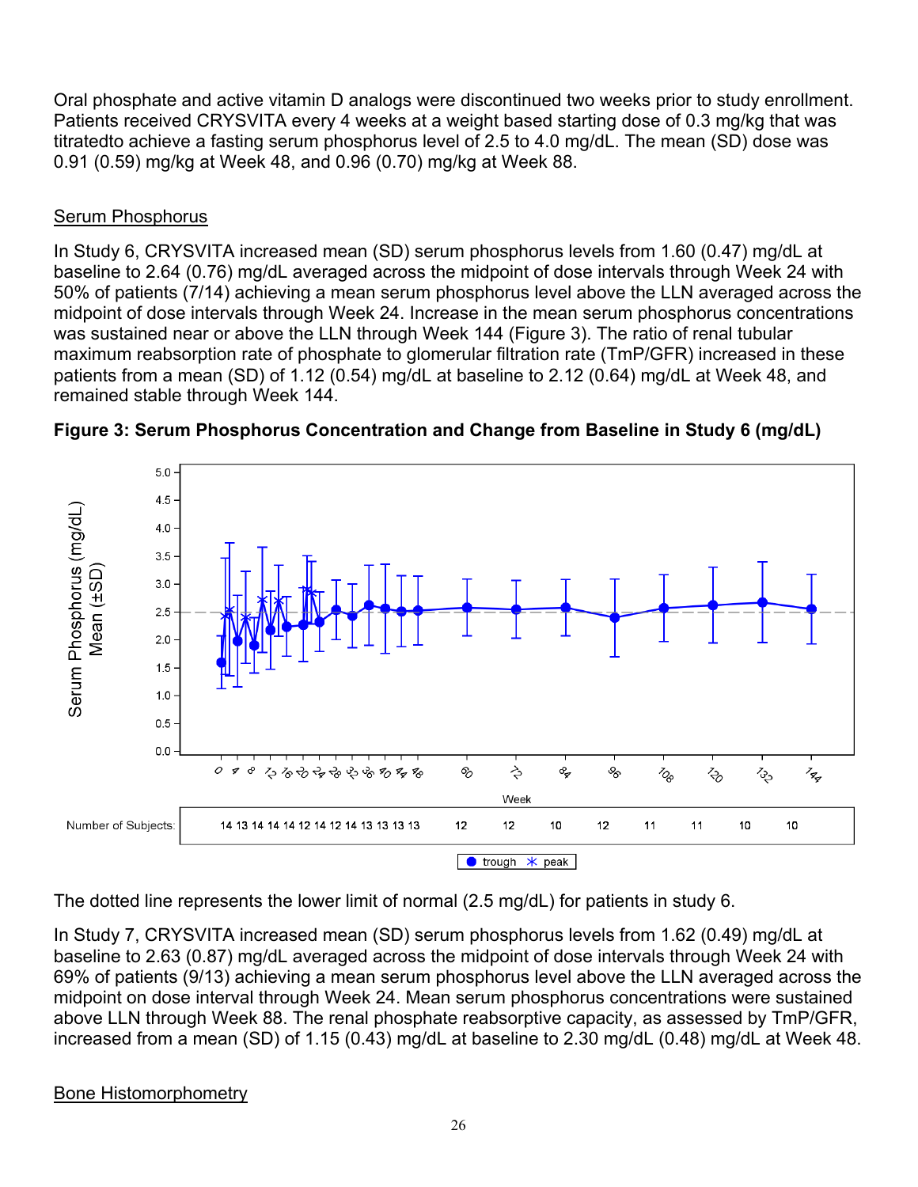Oral phosphate and active vitamin D analogs were discontinued two weeks prior to study enrollment. Patients received CRYSVITA every 4 weeks at a weight based starting dose of 0.3 mg/kg that was titratedto achieve a fasting serum phosphorus level of 2.5 to 4.0 mg/dL. The mean (SD) dose was 0.91 (0.59) mg/kg at Week 48, and 0.96 (0.70) mg/kg at Week 88.

Serum Phosphorus

In Study 6, CRYSVITA increased mean (SD) serum phosphorus levels from 1.60 (0.47) mg/dL at baseline to 2.64 (0.76) mg/dL averaged across the midpoint of dose intervals through Week 24 with 50% of patients (7/14) achieving a mean serum phosphorus level above the LLN averaged across the midpoint of dose intervals through Week 24. Increase in the mean serum phosphorus concentrations was sustained near or above the LLN through Week 144 (Figure 3). The ratio of renal tubular maximum reabsorption rate of phosphate to glomerular filtration rate (TmP/GFR) increased in these patients from a mean (SD) of 1.12 (0.54) mg/dL at baseline to 2.12 (0.64) mg/dL at Week 48, and remained stable through Week 144.

**Figure 3: Serum Phosphorus Concentration and Change from Baseline in Study 6 (mg/dL)**

The dotted line represents the lower limit of normal (2.5 mg/dL) for patients in study 6.

In Study 7, CRYSVITA increased mean (SD) serum phosphorus levels from 1.62 (0.49) mg/dL at baseline to 2.63 (0.87) mg/dL averaged across the midpoint of dose intervals through Week 24 with 69% of patients (9/13) achieving a mean serum phosphorus level above the LLN averaged across the midpoint on dose interval through Week 24. Mean serum phosphorus concentrations were sustained above LLN through Week 88. The renal phosphate reabsorptive capacity, as assessed by TmP/GFR, increased from a mean (SD) of 1.15 (0.43) mg/dL at baseline to 2.30 mg/dL (0.48) mg/dL at Week 48.

Bone Histomorphometry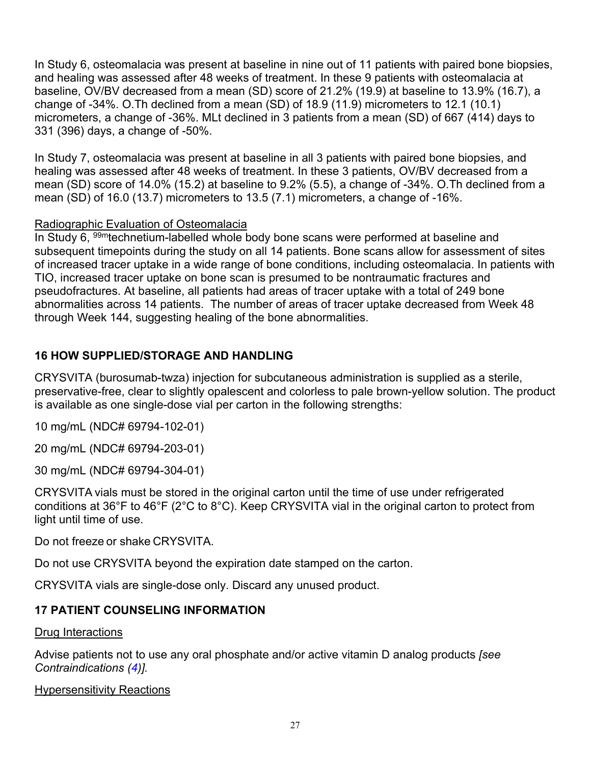In Study 6, osteomalacia was present at baseline in nine out of 11 patients with paired bone biopsies, and healing was assessed after 48 weeks of treatment. In these 9 patients with osteomalacia at baseline, OV/BV decreased from a mean (SD) score of 21.2% (19.9) at baseline to 13.9% (16.7), a change of -34%. O.Th declined from a mean (SD) of 18.9 (11.9) micrometers to 12.1 (10.1) micrometers, a change of -36%. MLt declined in 3 patients from a mean (SD) of 667 (414) days to 331 (396) days, a change of -50%.

In Study 7, osteomalacia was present at baseline in all 3 patients with paired bone biopsies, and healing was assessed after 48 weeks of treatment. In these 3 patients, OV/BV decreased from a mean (SD) score of 14.0% (15.2) at baseline to 9.2% (5.5), a change of -34%. O.Th declined from a mean (SD) of 16.0 (13.7) micrometers to 13.5 (7.1) micrometers, a change of -16%.

Radiographic Evaluation of Osteomalacia

In Study 6, $^{99m}$technetium-labelled whole body bone scans were performed at baseline and subsequent timepoints during the study on all 14 patients. Bone scans allow for assessment of sites of increased tracer uptake in a wide range of bone conditions, including osteomalacia. In patients with TIO, increased tracer uptake on bone scan is presumed to be nontraumatic fractures and pseudofractures. At baseline, all patients had areas of tracer uptake with a total of 249 bone abnormalities across 14 patients. The number of areas of tracer uptake decreased from Week 48 through Week 144, suggesting healing of the bone abnormalities.

## 16 HOW SUPPLIED/STORAGE AND HANDLING

CRYSVITA (burosumab-twza) injection for subcutaneous administration is supplied as a sterile, preservative-free, clear to slightly opalescent and colorless to pale brown-yellow solution. The product is available as one single-dose vial per carton in the following strengths:

10 mg/mL (NDC# 69794-102-01)

20 mg/mL (NDC# 69794-203-01)

30 mg/mL (NDC# 69794-304-01)

CRYSVITA vials must be stored in the original carton until the time of use under refrigerated conditions at 36°F to 46°F (2°C to 8°C). Keep CRYSVITA vial in the original carton to protect from light until time of use.

Do not freeze or shake CRYSVITA.

Do not use CRYSVITA beyond the expiration date stamped on the carton.

CRYSVITA vials are single-dose only. Discard any unused product.

## 17 PATIENT COUNSELING INFORMATION

Drug Interactions

Advise patients not to use any oral phosphate and/or active vitamin D analog products *[see Contraindications (4)].*

Hypersensitivity Reactions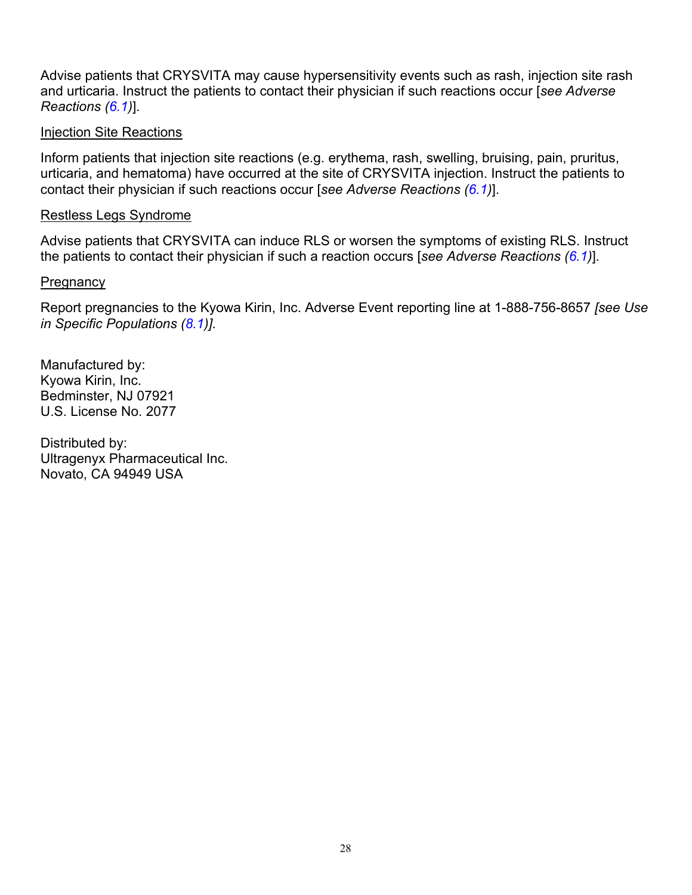Advise patients that CRYSVITA may cause hypersensitivity events such as rash, injection site rash and urticaria. Instruct the patients to contact their physician if such reactions occur [*see Adverse Reactions (6.1)*].

<u>Injection Site Reactions</u>

Inform patients that injection site reactions (e.g. erythema, rash, swelling, bruising, pain, pruritus, urticaria, and hematoma) have occurred at the site of CRYSVITA injection. Instruct the patients to contact their physician if such reactions occur [*see Adverse Reactions (6.1)*].

<u>Restless Legs Syndrome</u>

Advise patients that CRYSVITA can induce RLS or worsen the symptoms of existing RLS. Instruct the patients to contact their physician if such a reaction occurs [*see Adverse Reactions (6.1)*].

<u>Pregnancy</u>

Report pregnancies to the Kyowa Kirin, Inc. Adverse Event reporting line at 1-888-756-8657 *[see Use in Specific Populations (8.1)].*

Manufactured by:
Kyowa Kirin, Inc.
Bedminster, NJ 07921
U.S. License No. 2077

Distributed by:
Ultragenyx Pharmaceutical Inc.
Novato, CA 94949 USA